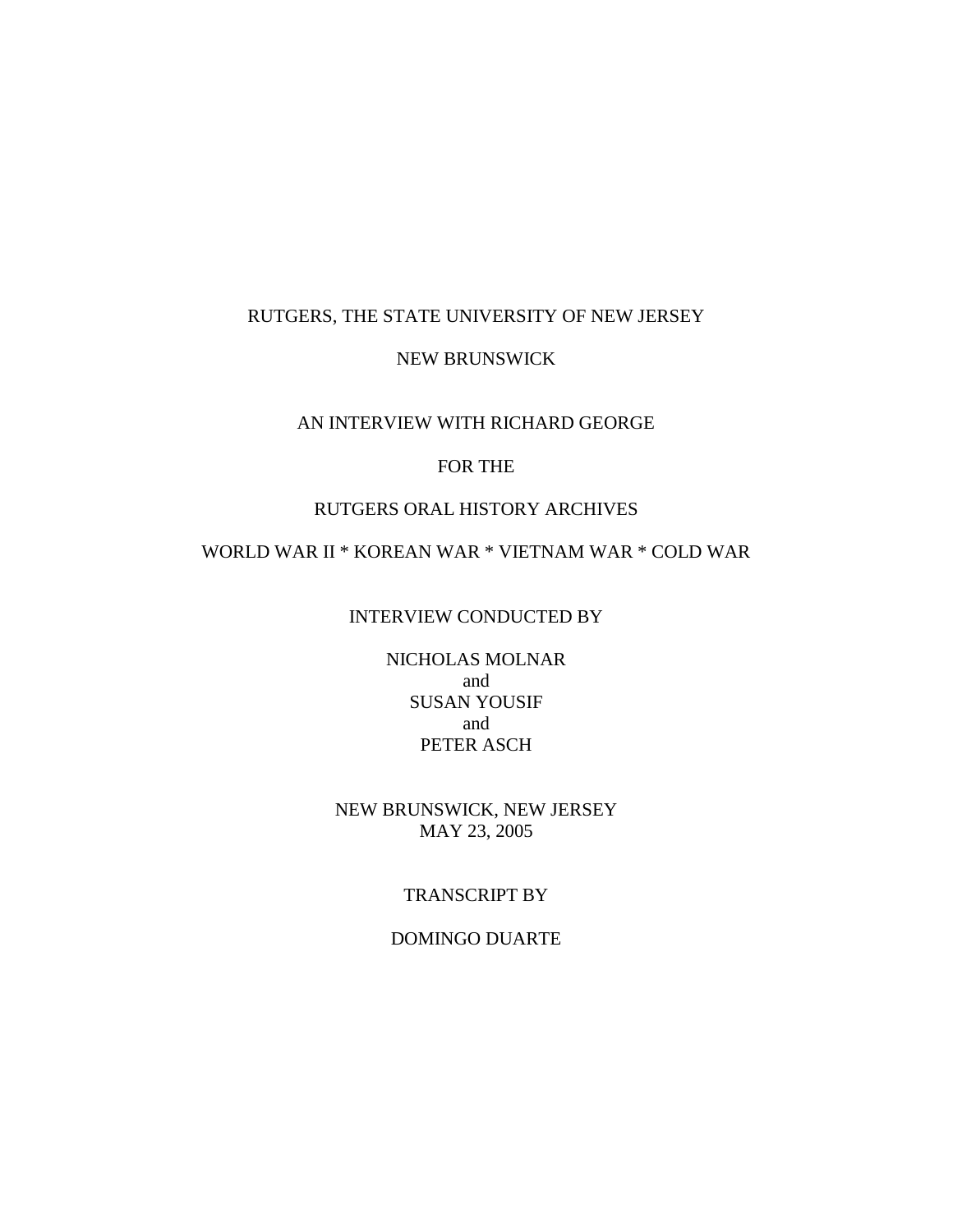RUTGERS, THE STATE UNIVERSITY OF NEW JERSEY

NEW BRUNSWICK

AN INTERVIEW WITH RICHARD GEORGE

FOR THE

RUTGERS ORAL HISTORY ARCHIVES

WORLD WAR II * KOREAN WAR * VIETNAM WAR * COLD WAR

INTERVIEW CONDUCTED BY

NICHOLAS MOLNAR
and
SUSAN YOUSIF
and
PETER ASCH

NEW BRUNSWICK, NEW JERSEY
MAY 23, 2005

TRANSCRIPT BY

DOMINGO DUARTE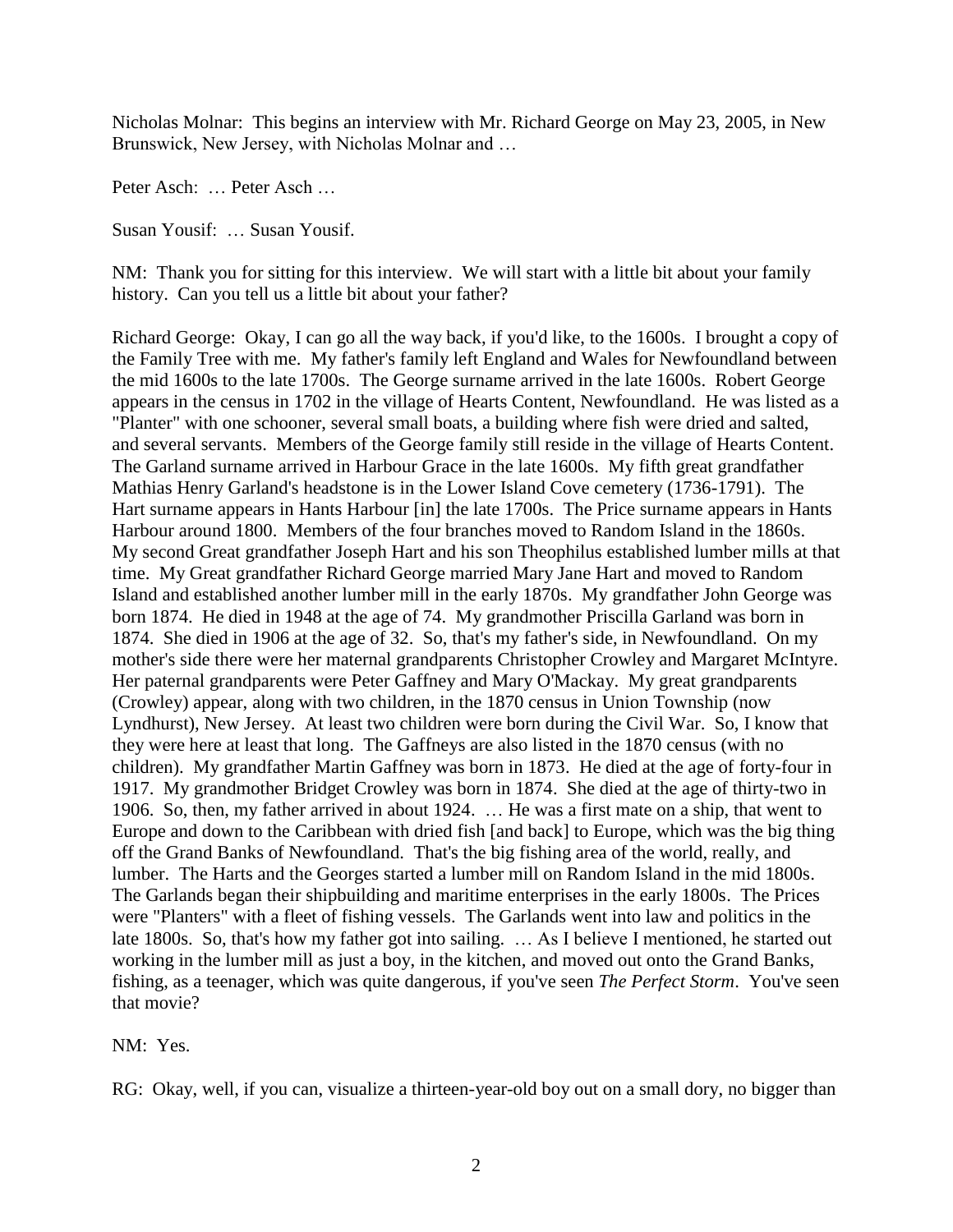Nicholas Molnar: This begins an interview with Mr. Richard George on May 23, 2005, in New Brunswick, New Jersey, with Nicholas Molnar and …

Peter Asch: … Peter Asch …

Susan Yousif: … Susan Yousif.

NM: Thank you for sitting for this interview. We will start with a little bit about your family history. Can you tell us a little bit about your father?

Richard George: Okay, I can go all the way back, if you'd like, to the 1600s. I brought a copy of the Family Tree with me. My father's family left England and Wales for Newfoundland between the mid 1600s to the late 1700s. The George surname arrived in the late 1600s. Robert George appears in the census in 1702 in the village of Hearts Content, Newfoundland. He was listed as a "Planter" with one schooner, several small boats, a building where fish were dried and salted, and several servants. Members of the George family still reside in the village of Hearts Content. The Garland surname arrived in Harbour Grace in the late 1600s. My fifth great grandfather Mathias Henry Garland's headstone is in the Lower Island Cove cemetery (1736-1791). The Hart surname appears in Hants Harbour [in] the late 1700s. The Price surname appears in Hants Harbour around 1800. Members of the four branches moved to Random Island in the 1860s. My second Great grandfather Joseph Hart and his son Theophilus established lumber mills at that time. My Great grandfather Richard George married Mary Jane Hart and moved to Random Island and established another lumber mill in the early 1870s. My grandfather John George was born 1874. He died in 1948 at the age of 74. My grandmother Priscilla Garland was born in 1874. She died in 1906 at the age of 32. So, that's my father's side, in Newfoundland. On my mother's side there were her maternal grandparents Christopher Crowley and Margaret McIntyre. Her paternal grandparents were Peter Gaffney and Mary O'Mackay. My great grandparents (Crowley) appear, along with two children, in the 1870 census in Union Township (now Lyndhurst), New Jersey. At least two children were born during the Civil War. So, I know that they were here at least that long. The Gaffneys are also listed in the 1870 census (with no children). My grandfather Martin Gaffney was born in 1873. He died at the age of forty-four in 1917. My grandmother Bridget Crowley was born in 1874. She died at the age of thirty-two in 1906. So, then, my father arrived in about 1924. … He was a first mate on a ship, that went to Europe and down to the Caribbean with dried fish [and back] to Europe, which was the big thing off the Grand Banks of Newfoundland. That's the big fishing area of the world, really, and lumber. The Harts and the Georges started a lumber mill on Random Island in the mid 1800s. The Garlands began their shipbuilding and maritime enterprises in the early 1800s. The Prices were "Planters" with a fleet of fishing vessels. The Garlands went into law and politics in the late 1800s. So, that's how my father got into sailing. … As I believe I mentioned, he started out working in the lumber mill as just a boy, in the kitchen, and moved out onto the Grand Banks, fishing, as a teenager, which was quite dangerous, if you've seen *The Perfect Storm*. You've seen that movie?

NM: Yes.

RG: Okay, well, if you can, visualize a thirteen-year-old boy out on a small dory, no bigger than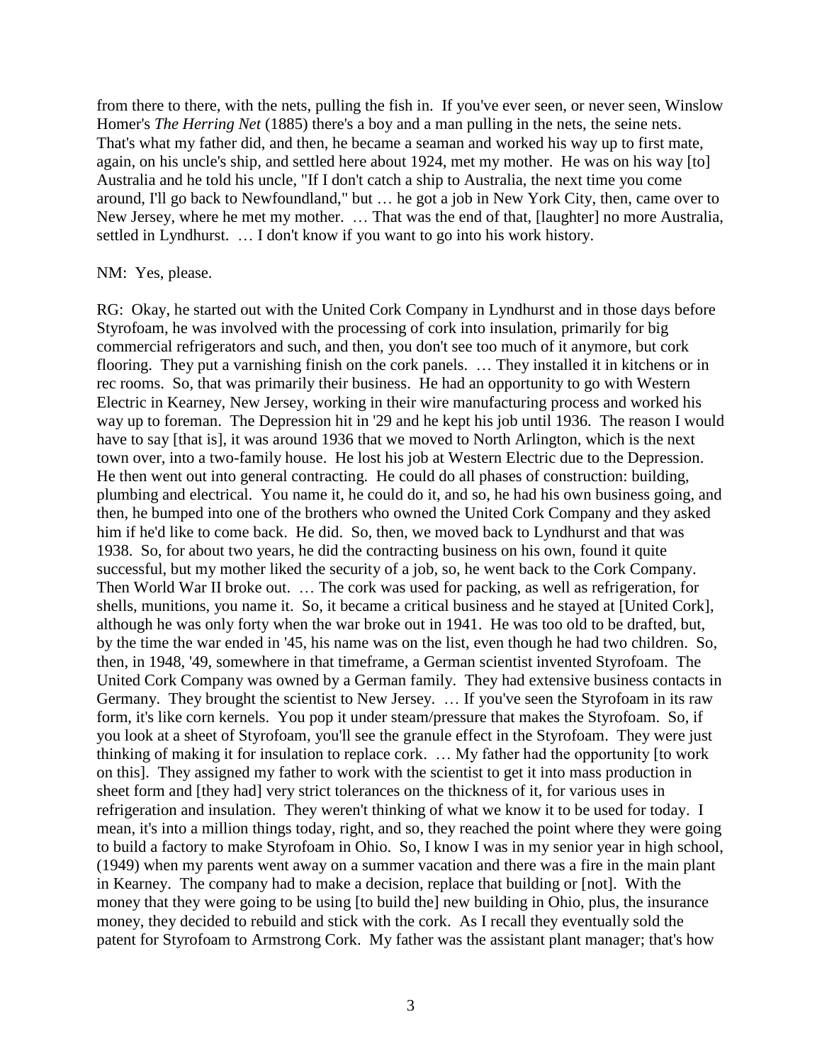from there to there, with the nets, pulling the fish in. If you've ever seen, or never seen, Winslow Homer's *The Herring Net* (1885) there's a boy and a man pulling in the nets, the seine nets. That's what my father did, and then, he became a seaman and worked his way up to first mate, again, on his uncle's ship, and settled here about 1924, met my mother. He was on his way [to] Australia and he told his uncle, "If I don't catch a ship to Australia, the next time you come around, I'll go back to Newfoundland," but … he got a job in New York City, then, came over to New Jersey, where he met my mother. … That was the end of that, [laughter] no more Australia, settled in Lyndhurst. … I don't know if you want to go into his work history.

NM: Yes, please.

RG: Okay, he started out with the United Cork Company in Lyndhurst and in those days before Styrofoam, he was involved with the processing of cork into insulation, primarily for big commercial refrigerators and such, and then, you don't see too much of it anymore, but cork flooring. They put a varnishing finish on the cork panels. … They installed it in kitchens or in rec rooms. So, that was primarily their business. He had an opportunity to go with Western Electric in Kearney, New Jersey, working in their wire manufacturing process and worked his way up to foreman. The Depression hit in '29 and he kept his job until 1936. The reason I would have to say [that is], it was around 1936 that we moved to North Arlington, which is the next town over, into a two-family house. He lost his job at Western Electric due to the Depression. He then went out into general contracting. He could do all phases of construction: building, plumbing and electrical. You name it, he could do it, and so, he had his own business going, and then, he bumped into one of the brothers who owned the United Cork Company and they asked him if he'd like to come back. He did. So, then, we moved back to Lyndhurst and that was 1938. So, for about two years, he did the contracting business on his own, found it quite successful, but my mother liked the security of a job, so, he went back to the Cork Company. Then World War II broke out. … The cork was used for packing, as well as refrigeration, for shells, munitions, you name it. So, it became a critical business and he stayed at [United Cork], although he was only forty when the war broke out in 1941. He was too old to be drafted, but, by the time the war ended in '45, his name was on the list, even though he had two children. So, then, in 1948, '49, somewhere in that timeframe, a German scientist invented Styrofoam. The United Cork Company was owned by a German family. They had extensive business contacts in Germany. They brought the scientist to New Jersey. … If you've seen the Styrofoam in its raw form, it's like corn kernels. You pop it under steam/pressure that makes the Styrofoam. So, if you look at a sheet of Styrofoam, you'll see the granule effect in the Styrofoam. They were just thinking of making it for insulation to replace cork. … My father had the opportunity [to work on this]. They assigned my father to work with the scientist to get it into mass production in sheet form and [they had] very strict tolerances on the thickness of it, for various uses in refrigeration and insulation. They weren't thinking of what we know it to be used for today. I mean, it's into a million things today, right, and so, they reached the point where they were going to build a factory to make Styrofoam in Ohio. So, I know I was in my senior year in high school, (1949) when my parents went away on a summer vacation and there was a fire in the main plant in Kearney. The company had to make a decision, replace that building or [not]. With the money that they were going to be using [to build the] new building in Ohio, plus, the insurance money, they decided to rebuild and stick with the cork. As I recall they eventually sold the patent for Styrofoam to Armstrong Cork. My father was the assistant plant manager; that's how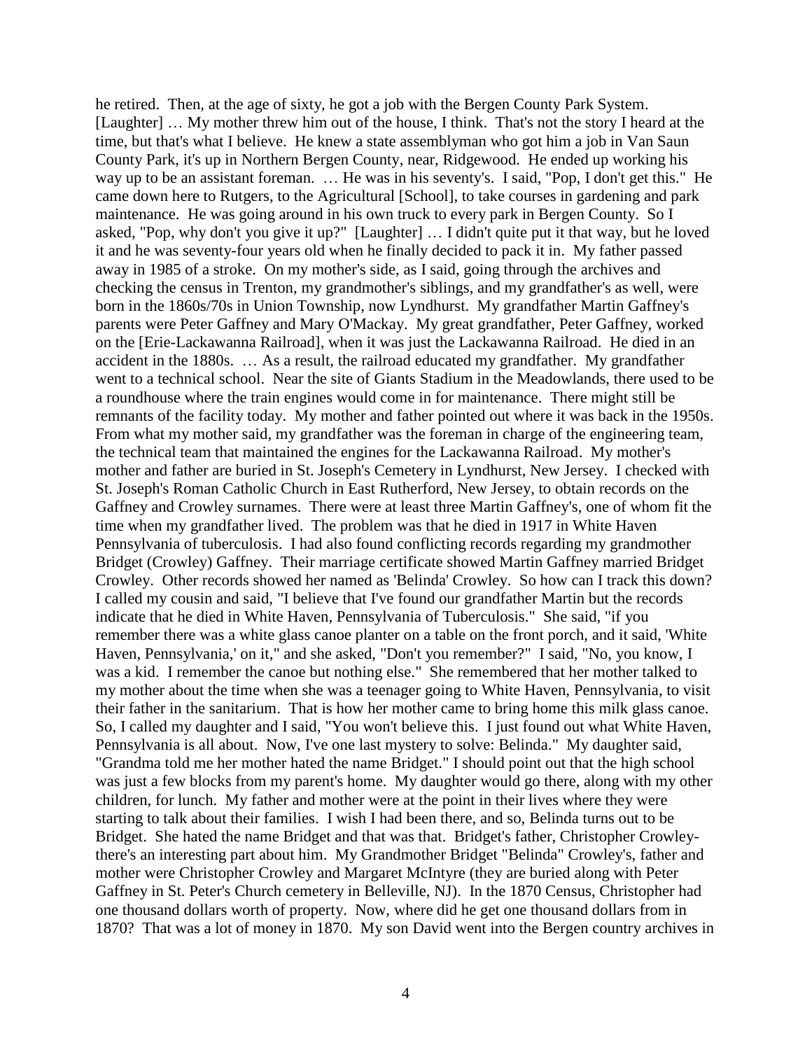he retired. Then, at the age of sixty, he got a job with the Bergen County Park System. [Laughter] … My mother threw him out of the house, I think. That's not the story I heard at the time, but that's what I believe. He knew a state assemblyman who got him a job in Van Saun County Park, it's up in Northern Bergen County, near, Ridgewood. He ended up working his way up to be an assistant foreman. … He was in his seventy's. I said, "Pop, I don't get this." He came down here to Rutgers, to the Agricultural [School], to take courses in gardening and park maintenance. He was going around in his own truck to every park in Bergen County. So I asked, "Pop, why don't you give it up?" [Laughter] … I didn't quite put it that way, but he loved it and he was seventy-four years old when he finally decided to pack it in. My father passed away in 1985 of a stroke. On my mother's side, as I said, going through the archives and checking the census in Trenton, my grandmother's siblings, and my grandfather's as well, were born in the 1860s/70s in Union Township, now Lyndhurst. My grandfather Martin Gaffney's parents were Peter Gaffney and Mary O'Mackay. My great grandfather, Peter Gaffney, worked on the [Erie-Lackawanna Railroad], when it was just the Lackawanna Railroad. He died in an accident in the 1880s. … As a result, the railroad educated my grandfather. My grandfather went to a technical school. Near the site of Giants Stadium in the Meadowlands, there used to be a roundhouse where the train engines would come in for maintenance. There might still be remnants of the facility today. My mother and father pointed out where it was back in the 1950s. From what my mother said, my grandfather was the foreman in charge of the engineering team, the technical team that maintained the engines for the Lackawanna Railroad. My mother's mother and father are buried in St. Joseph's Cemetery in Lyndhurst, New Jersey. I checked with St. Joseph's Roman Catholic Church in East Rutherford, New Jersey, to obtain records on the Gaffney and Crowley surnames. There were at least three Martin Gaffney's, one of whom fit the time when my grandfather lived. The problem was that he died in 1917 in White Haven Pennsylvania of tuberculosis. I had also found conflicting records regarding my grandmother Bridget (Crowley) Gaffney. Their marriage certificate showed Martin Gaffney married Bridget Crowley. Other records showed her named as 'Belinda' Crowley. So how can I track this down? I called my cousin and said, "I believe that I've found our grandfather Martin but the records indicate that he died in White Haven, Pennsylvania of Tuberculosis." She said, "if you remember there was a white glass canoe planter on a table on the front porch, and it said, 'White Haven, Pennsylvania,' on it," and she asked, "Don't you remember?" I said, "No, you know, I was a kid. I remember the canoe but nothing else." She remembered that her mother talked to my mother about the time when she was a teenager going to White Haven, Pennsylvania, to visit their father in the sanitarium. That is how her mother came to bring home this milk glass canoe. So, I called my daughter and I said, "You won't believe this. I just found out what White Haven, Pennsylvania is all about. Now, I've one last mystery to solve: Belinda." My daughter said, "Grandma told me her mother hated the name Bridget." I should point out that the high school was just a few blocks from my parent's home. My daughter would go there, along with my other children, for lunch. My father and mother were at the point in their lives where they were starting to talk about their families. I wish I had been there, and so, Belinda turns out to be Bridget. She hated the name Bridget and that was that. Bridget's father, Christopher Crowley- there's an interesting part about him. My Grandmother Bridget "Belinda" Crowley's, father and mother were Christopher Crowley and Margaret McIntyre (they are buried along with Peter Gaffney in St. Peter's Church cemetery in Belleville, NJ). In the 1870 Census, Christopher had one thousand dollars worth of property. Now, where did he get one thousand dollars from in 1870? That was a lot of money in 1870. My son David went into the Bergen country archives in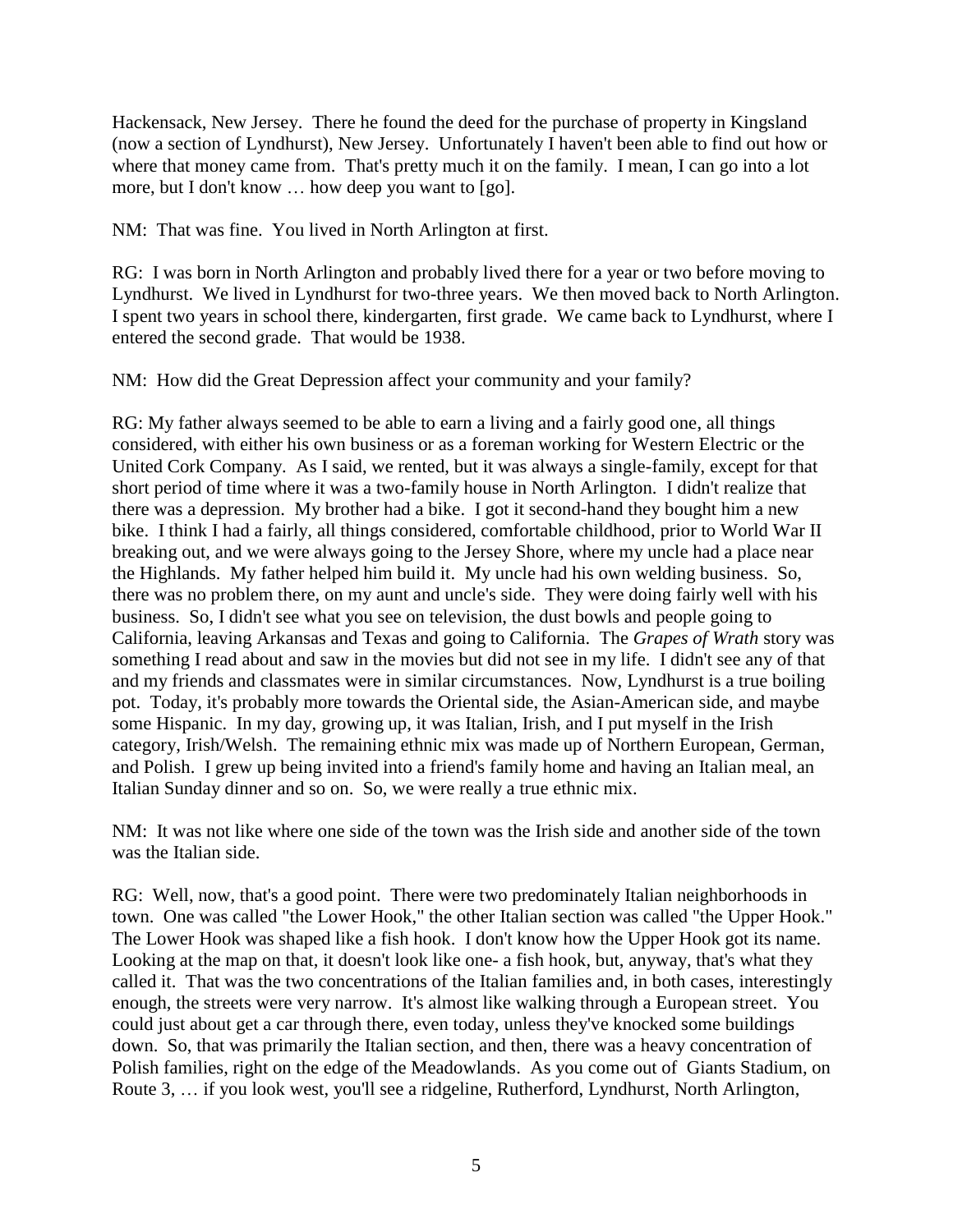Hackensack, New Jersey. There he found the deed for the purchase of property in Kingsland (now a section of Lyndhurst), New Jersey. Unfortunately I haven't been able to find out how or where that money came from. That's pretty much it on the family. I mean, I can go into a lot more, but I don't know … how deep you want to [go].

NM: That was fine. You lived in North Arlington at first.

RG: I was born in North Arlington and probably lived there for a year or two before moving to Lyndhurst. We lived in Lyndhurst for two-three years. We then moved back to North Arlington. I spent two years in school there, kindergarten, first grade. We came back to Lyndhurst, where I entered the second grade. That would be 1938.

NM: How did the Great Depression affect your community and your family?

RG: My father always seemed to be able to earn a living and a fairly good one, all things considered, with either his own business or as a foreman working for Western Electric or the United Cork Company. As I said, we rented, but it was always a single-family, except for that short period of time where it was a two-family house in North Arlington. I didn't realize that there was a depression. My brother had a bike. I got it second-hand they bought him a new bike. I think I had a fairly, all things considered, comfortable childhood, prior to World War II breaking out, and we were always going to the Jersey Shore, where my uncle had a place near the Highlands. My father helped him build it. My uncle had his own welding business. So, there was no problem there, on my aunt and uncle's side. They were doing fairly well with his business. So, I didn't see what you see on television, the dust bowls and people going to California, leaving Arkansas and Texas and going to California. The *Grapes of Wrath* story was something I read about and saw in the movies but did not see in my life. I didn't see any of that and my friends and classmates were in similar circumstances. Now, Lyndhurst is a true boiling pot. Today, it's probably more towards the Oriental side, the Asian-American side, and maybe some Hispanic. In my day, growing up, it was Italian, Irish, and I put myself in the Irish category, Irish/Welsh. The remaining ethnic mix was made up of Northern European, German, and Polish. I grew up being invited into a friend's family home and having an Italian meal, an Italian Sunday dinner and so on. So, we were really a true ethnic mix.

NM: It was not like where one side of the town was the Irish side and another side of the town was the Italian side.

RG: Well, now, that's a good point. There were two predominately Italian neighborhoods in town. One was called "the Lower Hook," the other Italian section was called "the Upper Hook." The Lower Hook was shaped like a fish hook. I don't know how the Upper Hook got its name. Looking at the map on that, it doesn't look like one- a fish hook, but, anyway, that's what they called it. That was the two concentrations of the Italian families and, in both cases, interestingly enough, the streets were very narrow. It's almost like walking through a European street. You could just about get a car through there, even today, unless they've knocked some buildings down. So, that was primarily the Italian section, and then, there was a heavy concentration of Polish families, right on the edge of the Meadowlands. As you come out of Giants Stadium, on Route 3, … if you look west, you'll see a ridgeline, Rutherford, Lyndhurst, North Arlington,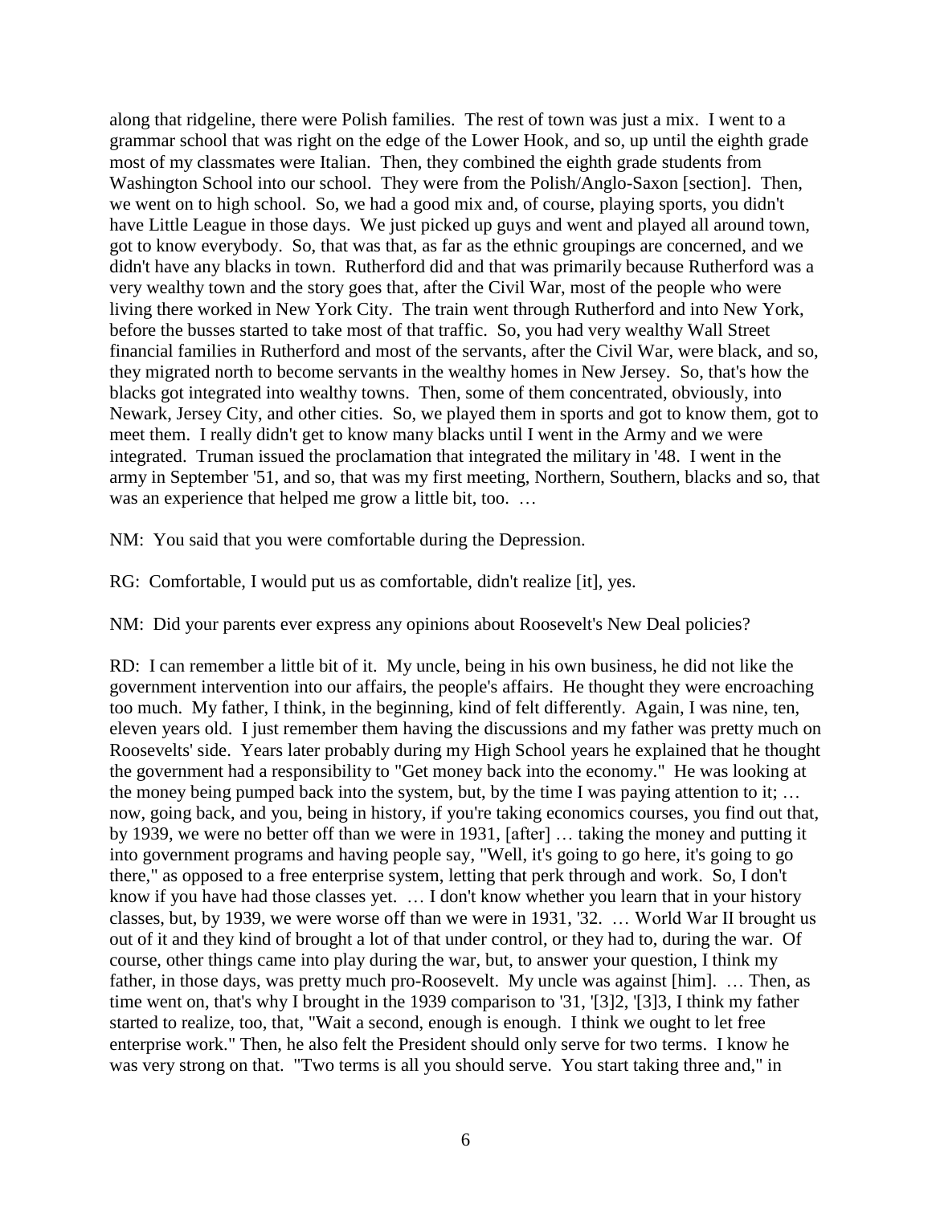along that ridgeline, there were Polish families. The rest of town was just a mix. I went to a grammar school that was right on the edge of the Lower Hook, and so, up until the eighth grade most of my classmates were Italian. Then, they combined the eighth grade students from Washington School into our school. They were from the Polish/Anglo-Saxon [section]. Then, we went on to high school. So, we had a good mix and, of course, playing sports, you didn't have Little League in those days. We just picked up guys and went and played all around town, got to know everybody. So, that was that, as far as the ethnic groupings are concerned, and we didn't have any blacks in town. Rutherford did and that was primarily because Rutherford was a very wealthy town and the story goes that, after the Civil War, most of the people who were living there worked in New York City. The train went through Rutherford and into New York, before the busses started to take most of that traffic. So, you had very wealthy Wall Street financial families in Rutherford and most of the servants, after the Civil War, were black, and so, they migrated north to become servants in the wealthy homes in New Jersey. So, that's how the blacks got integrated into wealthy towns. Then, some of them concentrated, obviously, into Newark, Jersey City, and other cities. So, we played them in sports and got to know them, got to meet them. I really didn't get to know many blacks until I went in the Army and we were integrated. Truman issued the proclamation that integrated the military in '48. I went in the army in September '51, and so, that was my first meeting, Northern, Southern, blacks and so, that was an experience that helped me grow a little bit, too. …

NM: You said that you were comfortable during the Depression.

RG: Comfortable, I would put us as comfortable, didn't realize [it], yes.

NM: Did your parents ever express any opinions about Roosevelt's New Deal policies?

RD: I can remember a little bit of it. My uncle, being in his own business, he did not like the government intervention into our affairs, the people's affairs. He thought they were encroaching too much. My father, I think, in the beginning, kind of felt differently. Again, I was nine, ten, eleven years old. I just remember them having the discussions and my father was pretty much on Roosevelts' side. Years later probably during my High School years he explained that he thought the government had a responsibility to "Get money back into the economy." He was looking at the money being pumped back into the system, but, by the time I was paying attention to it; … now, going back, and you, being in history, if you're taking economics courses, you find out that, by 1939, we were no better off than we were in 1931, [after] … taking the money and putting it into government programs and having people say, "Well, it's going to go here, it's going to go there," as opposed to a free enterprise system, letting that perk through and work. So, I don't know if you have had those classes yet. … I don't know whether you learn that in your history classes, but, by 1939, we were worse off than we were in 1931, '32. … World War II brought us out of it and they kind of brought a lot of that under control, or they had to, during the war. Of course, other things came into play during the war, but, to answer your question, I think my father, in those days, was pretty much pro-Roosevelt. My uncle was against [him]. … Then, as time went on, that's why I brought in the 1939 comparison to '31, '[3]2, '[3]3, I think my father started to realize, too, that, "Wait a second, enough is enough. I think we ought to let free enterprise work." Then, he also felt the President should only serve for two terms. I know he was very strong on that. "Two terms is all you should serve. You start taking three and," in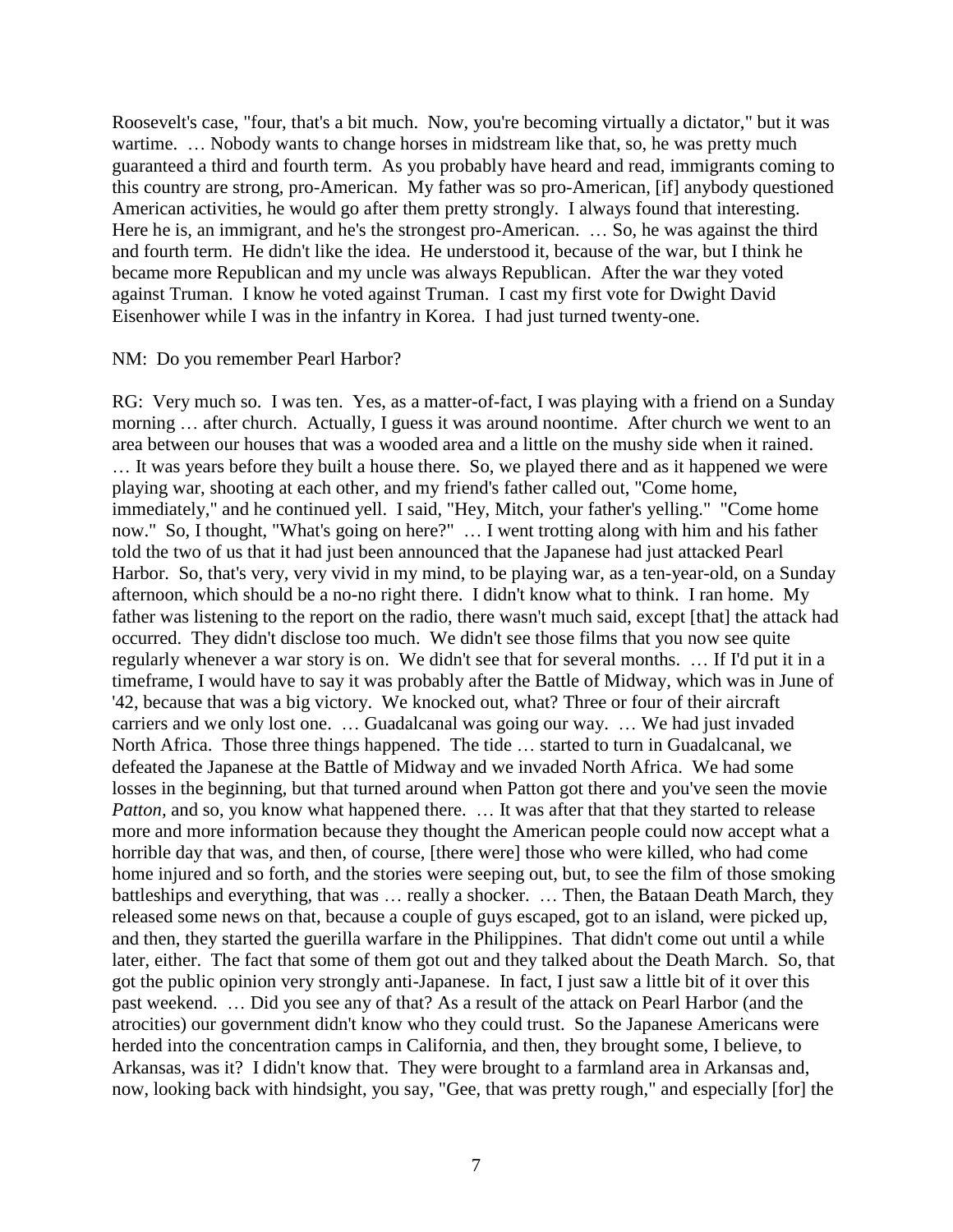Roosevelt's case, "four, that's a bit much. Now, you're becoming virtually a dictator," but it was wartime. … Nobody wants to change horses in midstream like that, so, he was pretty much guaranteed a third and fourth term. As you probably have heard and read, immigrants coming to this country are strong, pro-American. My father was so pro-American, [if] anybody questioned American activities, he would go after them pretty strongly. I always found that interesting. Here he is, an immigrant, and he's the strongest pro-American. … So, he was against the third and fourth term. He didn't like the idea. He understood it, because of the war, but I think he became more Republican and my uncle was always Republican. After the war they voted against Truman. I know he voted against Truman. I cast my first vote for Dwight David Eisenhower while I was in the infantry in Korea. I had just turned twenty-one.

NM: Do you remember Pearl Harbor?

RG: Very much so. I was ten. Yes, as a matter-of-fact, I was playing with a friend on a Sunday morning … after church. Actually, I guess it was around noontime. After church we went to an area between our houses that was a wooded area and a little on the mushy side when it rained. … It was years before they built a house there. So, we played there and as it happened we were playing war, shooting at each other, and my friend's father called out, "Come home, immediately," and he continued yell. I said, "Hey, Mitch, your father's yelling." "Come home now." So, I thought, "What's going on here?" … I went trotting along with him and his father told the two of us that it had just been announced that the Japanese had just attacked Pearl Harbor. So, that's very, very vivid in my mind, to be playing war, as a ten-year-old, on a Sunday afternoon, which should be a no-no right there. I didn't know what to think. I ran home. My father was listening to the report on the radio, there wasn't much said, except [that] the attack had occurred. They didn't disclose too much. We didn't see those films that you now see quite regularly whenever a war story is on. We didn't see that for several months. … If I'd put it in a timeframe, I would have to say it was probably after the Battle of Midway, which was in June of '42, because that was a big victory. We knocked out, what? Three or four of their aircraft carriers and we only lost one. … Guadalcanal was going our way. … We had just invaded North Africa. Those three things happened. The tide … started to turn in Guadalcanal, we defeated the Japanese at the Battle of Midway and we invaded North Africa. We had some losses in the beginning, but that turned around when Patton got there and you've seen the movie *Patton*, and so, you know what happened there. … It was after that that they started to release more and more information because they thought the American people could now accept what a horrible day that was, and then, of course, [there were] those who were killed, who had come home injured and so forth, and the stories were seeping out, but, to see the film of those smoking battleships and everything, that was … really a shocker. … Then, the Bataan Death March, they released some news on that, because a couple of guys escaped, got to an island, were picked up, and then, they started the guerilla warfare in the Philippines. That didn't come out until a while later, either. The fact that some of them got out and they talked about the Death March. So, that got the public opinion very strongly anti-Japanese. In fact, I just saw a little bit of it over this past weekend. … Did you see any of that? As a result of the attack on Pearl Harbor (and the atrocities) our government didn't know who they could trust. So the Japanese Americans were herded into the concentration camps in California, and then, they brought some, I believe, to Arkansas, was it? I didn't know that. They were brought to a farmland area in Arkansas and, now, looking back with hindsight, you say, "Gee, that was pretty rough," and especially [for] the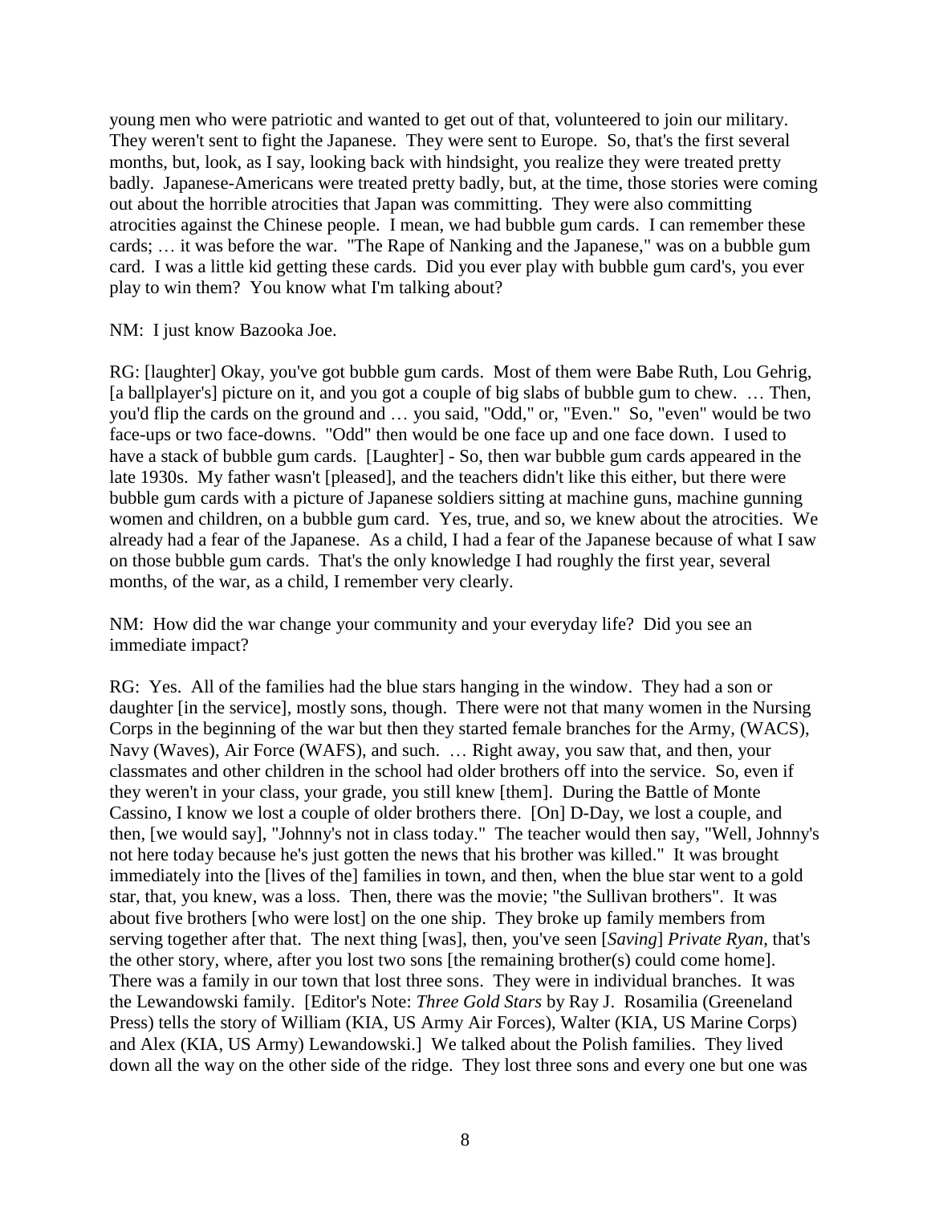young men who were patriotic and wanted to get out of that, volunteered to join our military. They weren't sent to fight the Japanese. They were sent to Europe. So, that's the first several months, but, look, as I say, looking back with hindsight, you realize they were treated pretty badly. Japanese-Americans were treated pretty badly, but, at the time, those stories were coming out about the horrible atrocities that Japan was committing. They were also committing atrocities against the Chinese people. I mean, we had bubble gum cards. I can remember these cards; … it was before the war. "The Rape of Nanking and the Japanese," was on a bubble gum card. I was a little kid getting these cards. Did you ever play with bubble gum card's, you ever play to win them? You know what I'm talking about?

NM: I just know Bazooka Joe.

RG: [laughter] Okay, you've got bubble gum cards. Most of them were Babe Ruth, Lou Gehrig, [a ballplayer's] picture on it, and you got a couple of big slabs of bubble gum to chew. … Then, you'd flip the cards on the ground and … you said, "Odd," or, "Even." So, "even" would be two face-ups or two face-downs. "Odd" then would be one face up and one face down. I used to have a stack of bubble gum cards. [Laughter] - So, then war bubble gum cards appeared in the late 1930s. My father wasn't [pleased], and the teachers didn't like this either, but there were bubble gum cards with a picture of Japanese soldiers sitting at machine guns, machine gunning women and children, on a bubble gum card. Yes, true, and so, we knew about the atrocities. We already had a fear of the Japanese. As a child, I had a fear of the Japanese because of what I saw on those bubble gum cards. That's the only knowledge I had roughly the first year, several months, of the war, as a child, I remember very clearly.

NM: How did the war change your community and your everyday life? Did you see an immediate impact?

RG: Yes. All of the families had the blue stars hanging in the window. They had a son or daughter [in the service], mostly sons, though. There were not that many women in the Nursing Corps in the beginning of the war but then they started female branches for the Army, (WACS), Navy (Waves), Air Force (WAFS), and such. … Right away, you saw that, and then, your classmates and other children in the school had older brothers off into the service. So, even if they weren't in your class, your grade, you still knew [them]. During the Battle of Monte Cassino, I know we lost a couple of older brothers there. [On] D-Day, we lost a couple, and then, [we would say], "Johnny's not in class today." The teacher would then say, "Well, Johnny's not here today because he's just gotten the news that his brother was killed." It was brought immediately into the [lives of the] families in town, and then, when the blue star went to a gold star, that, you knew, was a loss. Then, there was the movie; "the Sullivan brothers". It was about five brothers [who were lost] on the one ship. They broke up family members from serving together after that. The next thing [was], then, you've seen [*Saving*] *Private Ryan*, that's the other story, where, after you lost two sons [the remaining brother(s) could come home]. There was a family in our town that lost three sons. They were in individual branches. It was the Lewandowski family. [Editor's Note: *Three Gold Stars* by Ray J. Rosamilia (Greeneland Press) tells the story of William (KIA, US Army Air Forces), Walter (KIA, US Marine Corps) and Alex (KIA, US Army) Lewandowski.] We talked about the Polish families. They lived down all the way on the other side of the ridge. They lost three sons and every one but one was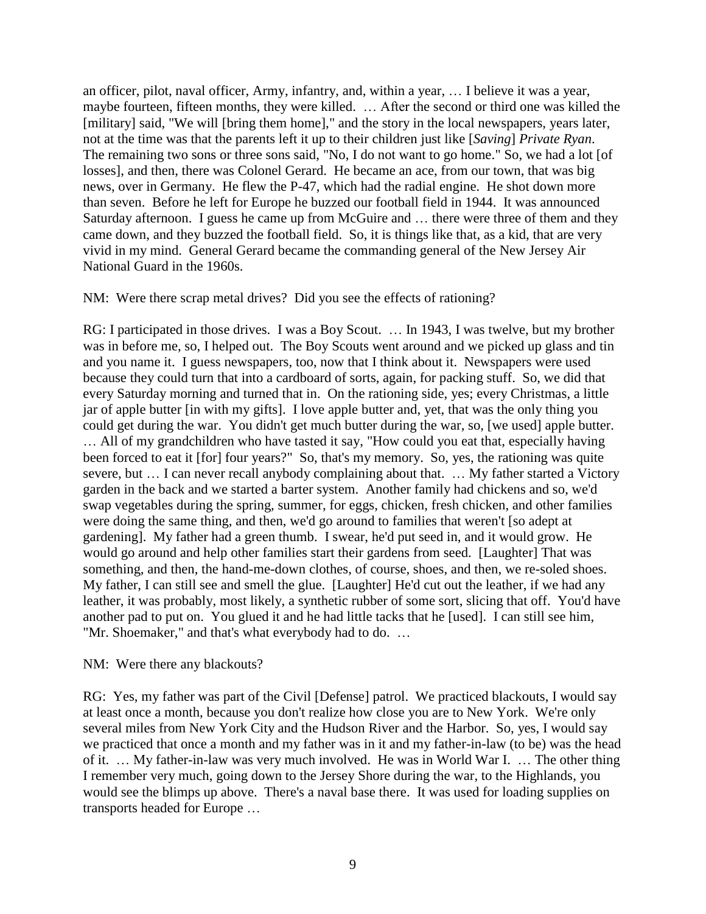an officer, pilot, naval officer, Army, infantry, and, within a year, … I believe it was a year, maybe fourteen, fifteen months, they were killed. … After the second or third one was killed the [military] said, "We will [bring them home]," and the story in the local newspapers, years later, not at the time was that the parents left it up to their children just like [*Saving*] *Private Ryan*. The remaining two sons or three sons said, "No, I do not want to go home." So, we had a lot [of losses], and then, there was Colonel Gerard. He became an ace, from our town, that was big news, over in Germany. He flew the P-47, which had the radial engine. He shot down more than seven. Before he left for Europe he buzzed our football field in 1944. It was announced Saturday afternoon. I guess he came up from McGuire and … there were three of them and they came down, and they buzzed the football field. So, it is things like that, as a kid, that are very vivid in my mind. General Gerard became the commanding general of the New Jersey Air National Guard in the 1960s.

NM: Were there scrap metal drives? Did you see the effects of rationing?

RG: I participated in those drives. I was a Boy Scout. … In 1943, I was twelve, but my brother was in before me, so, I helped out. The Boy Scouts went around and we picked up glass and tin and you name it. I guess newspapers, too, now that I think about it. Newspapers were used because they could turn that into a cardboard of sorts, again, for packing stuff. So, we did that every Saturday morning and turned that in. On the rationing side, yes; every Christmas, a little jar of apple butter [in with my gifts]. I love apple butter and, yet, that was the only thing you could get during the war. You didn't get much butter during the war, so, [we used] apple butter. … All of my grandchildren who have tasted it say, "How could you eat that, especially having been forced to eat it [for] four years?" So, that's my memory. So, yes, the rationing was quite severe, but … I can never recall anybody complaining about that. … My father started a Victory garden in the back and we started a barter system. Another family had chickens and so, we'd swap vegetables during the spring, summer, for eggs, chicken, fresh chicken, and other families were doing the same thing, and then, we'd go around to families that weren't [so adept at gardening]. My father had a green thumb. I swear, he'd put seed in, and it would grow. He would go around and help other families start their gardens from seed. [Laughter] That was something, and then, the hand-me-down clothes, of course, shoes, and then, we re-soled shoes. My father, I can still see and smell the glue. [Laughter] He'd cut out the leather, if we had any leather, it was probably, most likely, a synthetic rubber of some sort, slicing that off. You'd have another pad to put on. You glued it and he had little tacks that he [used]. I can still see him, "Mr. Shoemaker," and that's what everybody had to do. …

NM: Were there any blackouts?

RG: Yes, my father was part of the Civil [Defense] patrol. We practiced blackouts, I would say at least once a month, because you don't realize how close you are to New York. We're only several miles from New York City and the Hudson River and the Harbor. So, yes, I would say we practiced that once a month and my father was in it and my father-in-law (to be) was the head of it. … My father-in-law was very much involved. He was in World War I. … The other thing I remember very much, going down to the Jersey Shore during the war, to the Highlands, you would see the blimps up above. There's a naval base there. It was used for loading supplies on transports headed for Europe …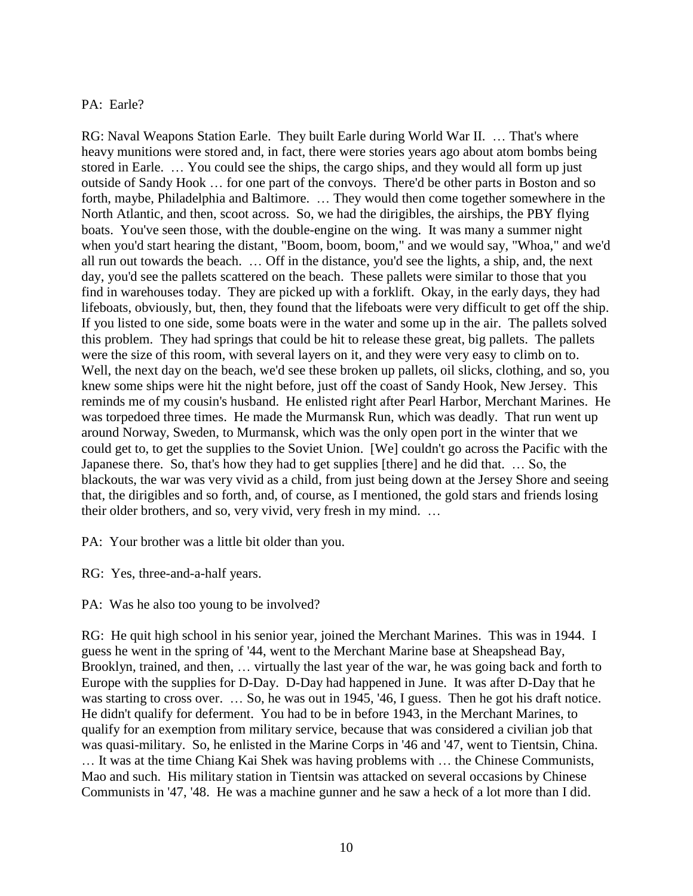PA: Earle?

RG: Naval Weapons Station Earle. They built Earle during World War II. … That's where heavy munitions were stored and, in fact, there were stories years ago about atom bombs being stored in Earle. … You could see the ships, the cargo ships, and they would all form up just outside of Sandy Hook … for one part of the convoys. There'd be other parts in Boston and so forth, maybe, Philadelphia and Baltimore. … They would then come together somewhere in the North Atlantic, and then, scoot across. So, we had the dirigibles, the airships, the PBY flying boats. You've seen those, with the double-engine on the wing. It was many a summer night when you'd start hearing the distant, "Boom, boom, boom," and we would say, "Whoa," and we'd all run out towards the beach. … Off in the distance, you'd see the lights, a ship, and, the next day, you'd see the pallets scattered on the beach. These pallets were similar to those that you find in warehouses today. They are picked up with a forklift. Okay, in the early days, they had lifeboats, obviously, but, then, they found that the lifeboats were very difficult to get off the ship. If you listed to one side, some boats were in the water and some up in the air. The pallets solved this problem. They had springs that could be hit to release these great, big pallets. The pallets were the size of this room, with several layers on it, and they were very easy to climb on to. Well, the next day on the beach, we'd see these broken up pallets, oil slicks, clothing, and so, you knew some ships were hit the night before, just off the coast of Sandy Hook, New Jersey. This reminds me of my cousin's husband. He enlisted right after Pearl Harbor, Merchant Marines. He was torpedoed three times. He made the Murmansk Run, which was deadly. That run went up around Norway, Sweden, to Murmansk, which was the only open port in the winter that we could get to, to get the supplies to the Soviet Union. [We] couldn't go across the Pacific with the Japanese there. So, that's how they had to get supplies [there] and he did that. … So, the blackouts, the war was very vivid as a child, from just being down at the Jersey Shore and seeing that, the dirigibles and so forth, and, of course, as I mentioned, the gold stars and friends losing their older brothers, and so, very vivid, very fresh in my mind. …

PA: Your brother was a little bit older than you.

RG: Yes, three-and-a-half years.

PA: Was he also too young to be involved?

RG: He quit high school in his senior year, joined the Merchant Marines. This was in 1944. I guess he went in the spring of '44, went to the Merchant Marine base at Sheapshead Bay, Brooklyn, trained, and then, … virtually the last year of the war, he was going back and forth to Europe with the supplies for D-Day. D-Day had happened in June. It was after D-Day that he was starting to cross over. … So, he was out in 1945, '46, I guess. Then he got his draft notice. He didn't qualify for deferment. You had to be in before 1943, in the Merchant Marines, to qualify for an exemption from military service, because that was considered a civilian job that was quasi-military. So, he enlisted in the Marine Corps in '46 and '47, went to Tientsin, China. … It was at the time Chiang Kai Shek was having problems with … the Chinese Communists, Mao and such. His military station in Tientsin was attacked on several occasions by Chinese Communists in '47, '48. He was a machine gunner and he saw a heck of a lot more than I did.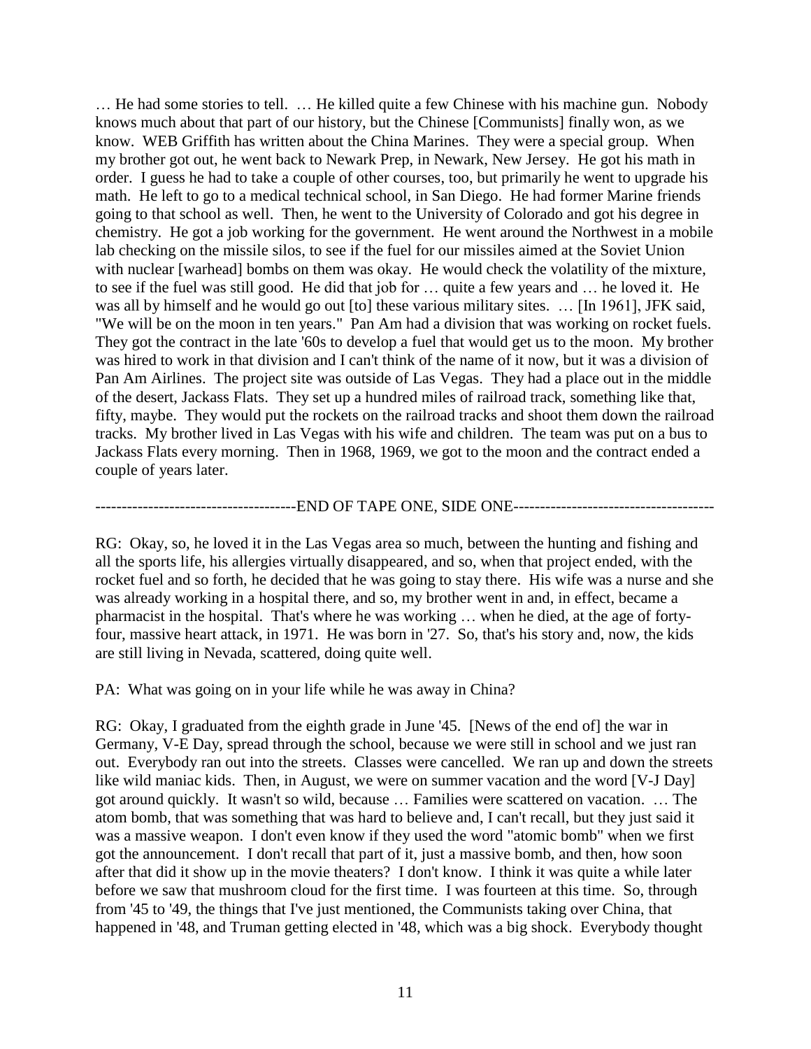… He had some stories to tell. … He killed quite a few Chinese with his machine gun. Nobody knows much about that part of our history, but the Chinese [Communists] finally won, as we know. WEB Griffith has written about the China Marines. They were a special group. When my brother got out, he went back to Newark Prep, in Newark, New Jersey. He got his math in order. I guess he had to take a couple of other courses, too, but primarily he went to upgrade his math. He left to go to a medical technical school, in San Diego. He had former Marine friends going to that school as well. Then, he went to the University of Colorado and got his degree in chemistry. He got a job working for the government. He went around the Northwest in a mobile lab checking on the missile silos, to see if the fuel for our missiles aimed at the Soviet Union with nuclear [warhead] bombs on them was okay. He would check the volatility of the mixture, to see if the fuel was still good. He did that job for … quite a few years and … he loved it. He was all by himself and he would go out [to] these various military sites. … [In 1961], JFK said, "We will be on the moon in ten years." Pan Am had a division that was working on rocket fuels. They got the contract in the late '60s to develop a fuel that would get us to the moon. My brother was hired to work in that division and I can't think of the name of it now, but it was a division of Pan Am Airlines. The project site was outside of Las Vegas. They had a place out in the middle of the desert, Jackass Flats. They set up a hundred miles of railroad track, something like that, fifty, maybe. They would put the rockets on the railroad tracks and shoot them down the railroad tracks. My brother lived in Las Vegas with his wife and children. The team was put on a bus to Jackass Flats every morning. Then in 1968, 1969, we got to the moon and the contract ended a couple of years later.

--------------------------------------END OF TAPE ONE, SIDE ONE--------------------------------------

RG: Okay, so, he loved it in the Las Vegas area so much, between the hunting and fishing and all the sports life, his allergies virtually disappeared, and so, when that project ended, with the rocket fuel and so forth, he decided that he was going to stay there. His wife was a nurse and she was already working in a hospital there, and so, my brother went in and, in effect, became a pharmacist in the hospital. That's where he was working … when he died, at the age of forty-four, massive heart attack, in 1971. He was born in '27. So, that's his story and, now, the kids are still living in Nevada, scattered, doing quite well.

PA: What was going on in your life while he was away in China?

RG: Okay, I graduated from the eighth grade in June '45. [News of the end of] the war in Germany, V-E Day, spread through the school, because we were still in school and we just ran out. Everybody ran out into the streets. Classes were cancelled. We ran up and down the streets like wild maniac kids. Then, in August, we were on summer vacation and the word [V-J Day] got around quickly. It wasn't so wild, because … Families were scattered on vacation. … The atom bomb, that was something that was hard to believe and, I can't recall, but they just said it was a massive weapon. I don't even know if they used the word "atomic bomb" when we first got the announcement. I don't recall that part of it, just a massive bomb, and then, how soon after that did it show up in the movie theaters? I don't know. I think it was quite a while later before we saw that mushroom cloud for the first time. I was fourteen at this time. So, through from '45 to '49, the things that I've just mentioned, the Communists taking over China, that happened in '48, and Truman getting elected in '48, which was a big shock. Everybody thought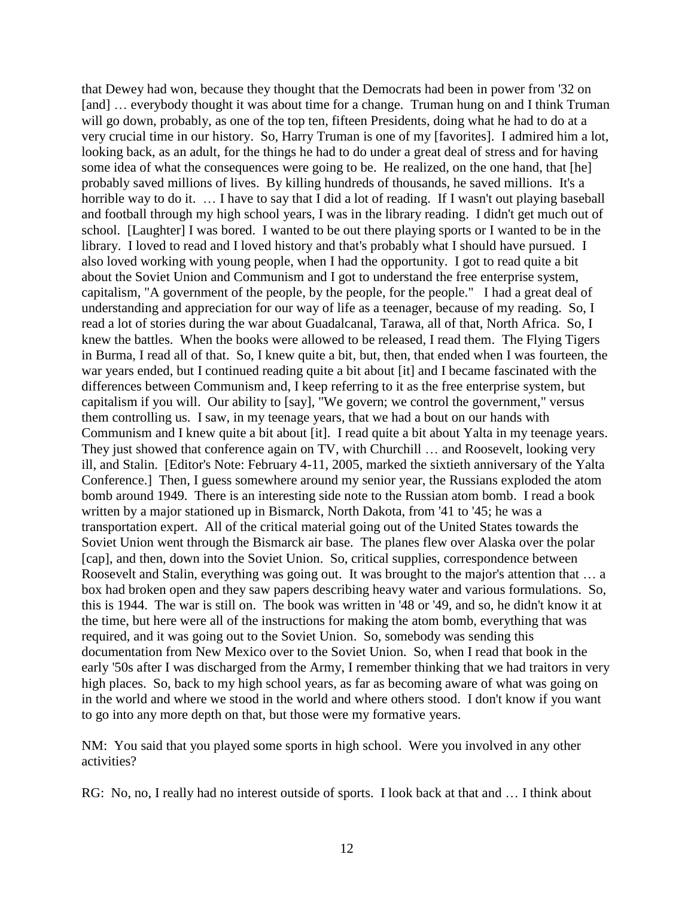that Dewey had won, because they thought that the Democrats had been in power from '32 on [and] … everybody thought it was about time for a change. Truman hung on and I think Truman will go down, probably, as one of the top ten, fifteen Presidents, doing what he had to do at a very crucial time in our history. So, Harry Truman is one of my [favorites]. I admired him a lot, looking back, as an adult, for the things he had to do under a great deal of stress and for having some idea of what the consequences were going to be. He realized, on the one hand, that [he] probably saved millions of lives. By killing hundreds of thousands, he saved millions. It's a horrible way to do it. … I have to say that I did a lot of reading. If I wasn't out playing baseball and football through my high school years, I was in the library reading. I didn't get much out of school. [Laughter] I was bored. I wanted to be out there playing sports or I wanted to be in the library. I loved to read and I loved history and that's probably what I should have pursued. I also loved working with young people, when I had the opportunity. I got to read quite a bit about the Soviet Union and Communism and I got to understand the free enterprise system, capitalism, "A government of the people, by the people, for the people." I had a great deal of understanding and appreciation for our way of life as a teenager, because of my reading. So, I read a lot of stories during the war about Guadalcanal, Tarawa, all of that, North Africa. So, I knew the battles. When the books were allowed to be released, I read them. The Flying Tigers in Burma, I read all of that. So, I knew quite a bit, but, then, that ended when I was fourteen, the war years ended, but I continued reading quite a bit about [it] and I became fascinated with the differences between Communism and, I keep referring to it as the free enterprise system, but capitalism if you will. Our ability to [say], "We govern; we control the government," versus them controlling us. I saw, in my teenage years, that we had a bout on our hands with Communism and I knew quite a bit about [it]. I read quite a bit about Yalta in my teenage years. They just showed that conference again on TV, with Churchill … and Roosevelt, looking very ill, and Stalin. [Editor's Note: February 4-11, 2005, marked the sixtieth anniversary of the Yalta Conference.] Then, I guess somewhere around my senior year, the Russians exploded the atom bomb around 1949. There is an interesting side note to the Russian atom bomb. I read a book written by a major stationed up in Bismarck, North Dakota, from '41 to '45; he was a transportation expert. All of the critical material going out of the United States towards the Soviet Union went through the Bismarck air base. The planes flew over Alaska over the polar [cap], and then, down into the Soviet Union. So, critical supplies, correspondence between Roosevelt and Stalin, everything was going out. It was brought to the major's attention that … a box had broken open and they saw papers describing heavy water and various formulations. So, this is 1944. The war is still on. The book was written in '48 or '49, and so, he didn't know it at the time, but here were all of the instructions for making the atom bomb, everything that was required, and it was going out to the Soviet Union. So, somebody was sending this documentation from New Mexico over to the Soviet Union. So, when I read that book in the early '50s after I was discharged from the Army, I remember thinking that we had traitors in very high places. So, back to my high school years, as far as becoming aware of what was going on in the world and where we stood in the world and where others stood. I don't know if you want to go into any more depth on that, but those were my formative years.

NM: You said that you played some sports in high school. Were you involved in any other activities?

RG: No, no, I really had no interest outside of sports. I look back at that and … I think about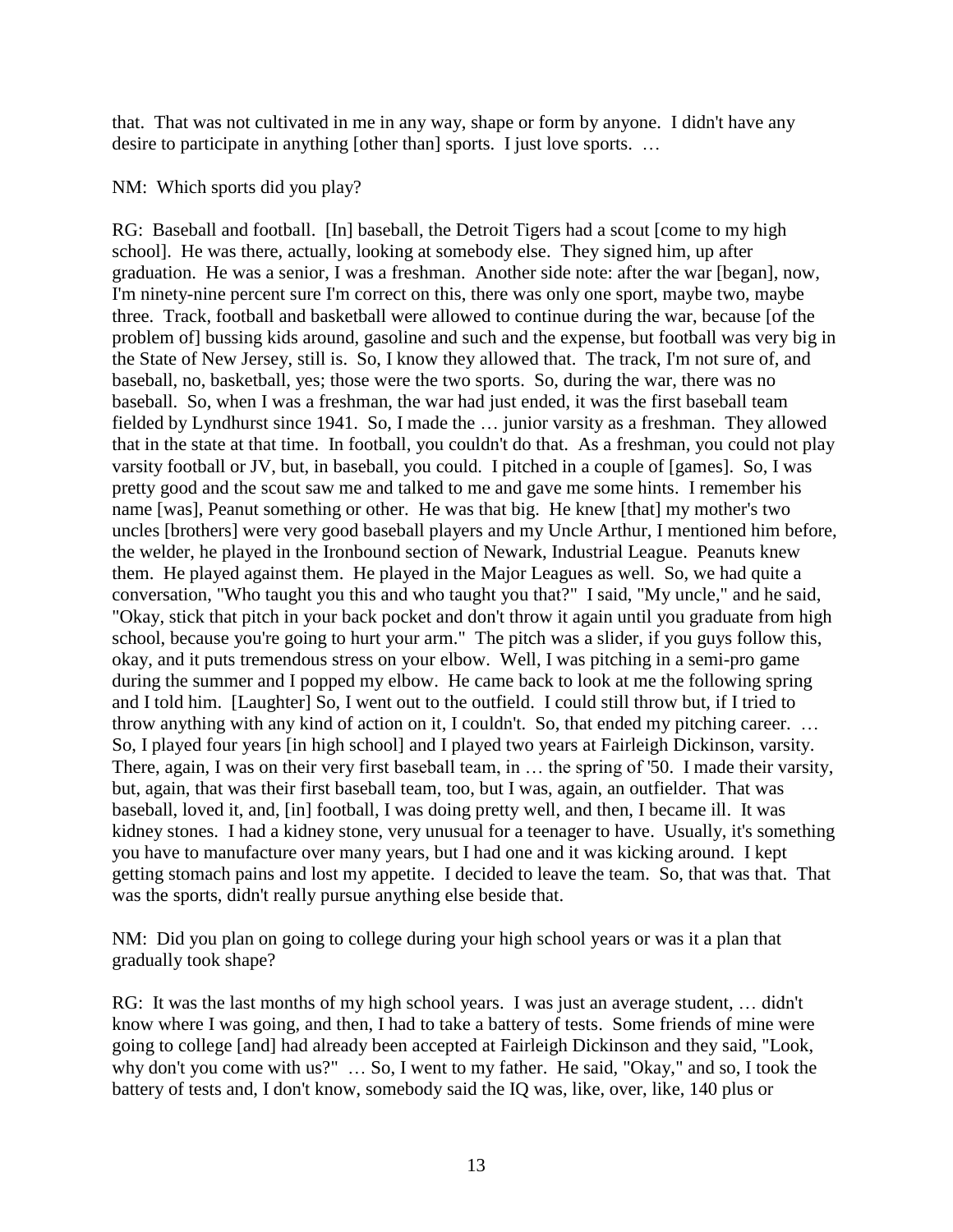that. That was not cultivated in me in any way, shape or form by anyone. I didn't have any desire to participate in anything [other than] sports. I just love sports. …

NM: Which sports did you play?

RG: Baseball and football. [In] baseball, the Detroit Tigers had a scout [come to my high school]. He was there, actually, looking at somebody else. They signed him, up after graduation. He was a senior, I was a freshman. Another side note: after the war [began], now, I'm ninety-nine percent sure I'm correct on this, there was only one sport, maybe two, maybe three. Track, football and basketball were allowed to continue during the war, because [of the problem of] bussing kids around, gasoline and such and the expense, but football was very big in the State of New Jersey, still is. So, I know they allowed that. The track, I'm not sure of, and baseball, no, basketball, yes; those were the two sports. So, during the war, there was no baseball. So, when I was a freshman, the war had just ended, it was the first baseball team fielded by Lyndhurst since 1941. So, I made the … junior varsity as a freshman. They allowed that in the state at that time. In football, you couldn't do that. As a freshman, you could not play varsity football or JV, but, in baseball, you could. I pitched in a couple of [games]. So, I was pretty good and the scout saw me and talked to me and gave me some hints. I remember his name [was], Peanut something or other. He was that big. He knew [that] my mother's two uncles [brothers] were very good baseball players and my Uncle Arthur, I mentioned him before, the welder, he played in the Ironbound section of Newark, Industrial League. Peanuts knew them. He played against them. He played in the Major Leagues as well. So, we had quite a conversation, "Who taught you this and who taught you that?" I said, "My uncle," and he said, "Okay, stick that pitch in your back pocket and don't throw it again until you graduate from high school, because you're going to hurt your arm." The pitch was a slider, if you guys follow this, okay, and it puts tremendous stress on your elbow. Well, I was pitching in a semi-pro game during the summer and I popped my elbow. He came back to look at me the following spring and I told him. [Laughter] So, I went out to the outfield. I could still throw but, if I tried to throw anything with any kind of action on it, I couldn't. So, that ended my pitching career. … So, I played four years [in high school] and I played two years at Fairleigh Dickinson, varsity. There, again, I was on their very first baseball team, in … the spring of '50. I made their varsity, but, again, that was their first baseball team, too, but I was, again, an outfielder. That was baseball, loved it, and, [in] football, I was doing pretty well, and then, I became ill. It was kidney stones. I had a kidney stone, very unusual for a teenager to have. Usually, it's something you have to manufacture over many years, but I had one and it was kicking around. I kept getting stomach pains and lost my appetite. I decided to leave the team. So, that was that. That was the sports, didn't really pursue anything else beside that.

NM: Did you plan on going to college during your high school years or was it a plan that gradually took shape?

RG: It was the last months of my high school years. I was just an average student, … didn't know where I was going, and then, I had to take a battery of tests. Some friends of mine were going to college [and] had already been accepted at Fairleigh Dickinson and they said, "Look, why don't you come with us?" … So, I went to my father. He said, "Okay," and so, I took the battery of tests and, I don't know, somebody said the IQ was, like, over, like, 140 plus or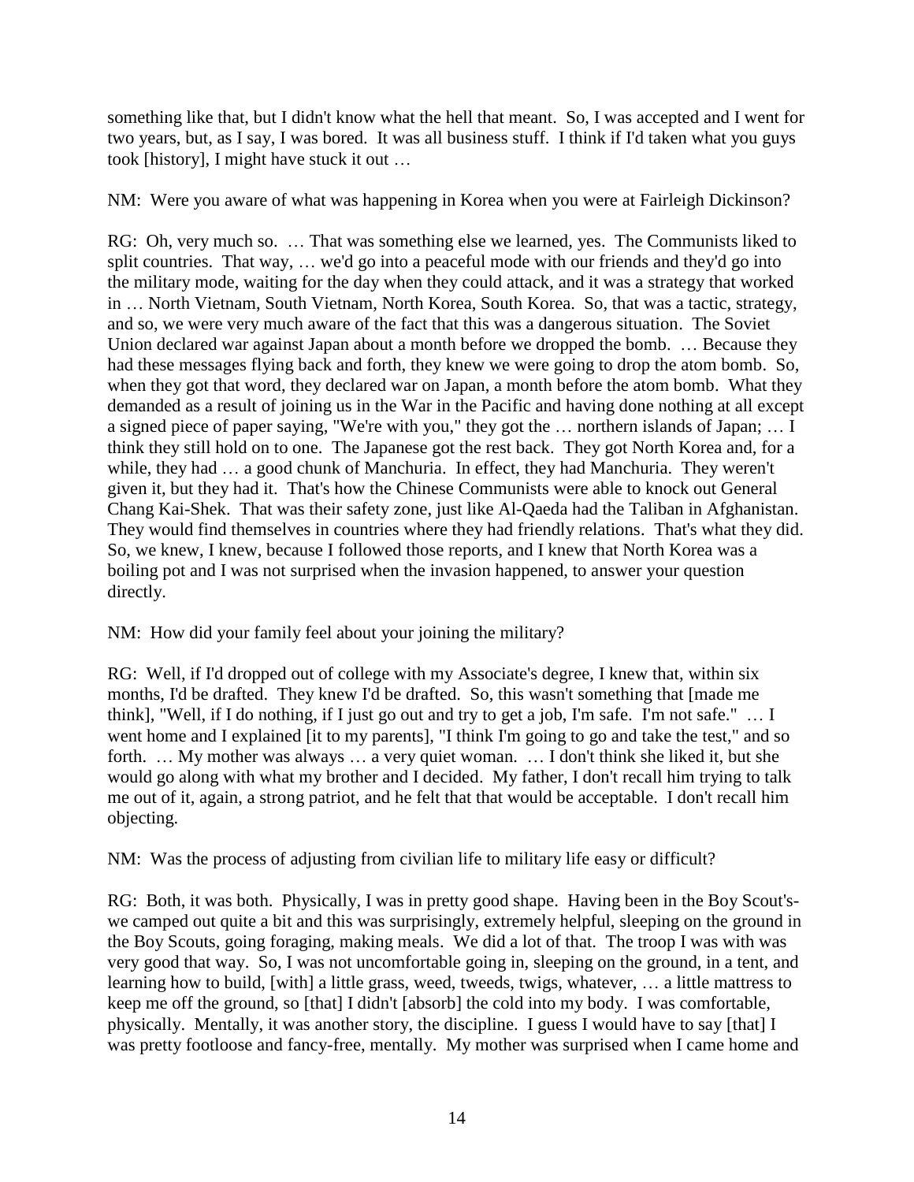something like that, but I didn't know what the hell that meant. So, I was accepted and I went for two years, but, as I say, I was bored. It was all business stuff. I think if I'd taken what you guys took [history], I might have stuck it out …

NM: Were you aware of what was happening in Korea when you were at Fairleigh Dickinson?

RG: Oh, very much so. … That was something else we learned, yes. The Communists liked to split countries. That way, … we'd go into a peaceful mode with our friends and they'd go into the military mode, waiting for the day when they could attack, and it was a strategy that worked in … North Vietnam, South Vietnam, North Korea, South Korea. So, that was a tactic, strategy, and so, we were very much aware of the fact that this was a dangerous situation. The Soviet Union declared war against Japan about a month before we dropped the bomb. … Because they had these messages flying back and forth, they knew we were going to drop the atom bomb. So, when they got that word, they declared war on Japan, a month before the atom bomb. What they demanded as a result of joining us in the War in the Pacific and having done nothing at all except a signed piece of paper saying, "We're with you," they got the … northern islands of Japan; … I think they still hold on to one. The Japanese got the rest back. They got North Korea and, for a while, they had … a good chunk of Manchuria. In effect, they had Manchuria. They weren't given it, but they had it. That's how the Chinese Communists were able to knock out General Chang Kai-Shek. That was their safety zone, just like Al-Qaeda had the Taliban in Afghanistan. They would find themselves in countries where they had friendly relations. That's what they did. So, we knew, I knew, because I followed those reports, and I knew that North Korea was a boiling pot and I was not surprised when the invasion happened, to answer your question directly.

NM: How did your family feel about your joining the military?

RG: Well, if I'd dropped out of college with my Associate's degree, I knew that, within six months, I'd be drafted. They knew I'd be drafted. So, this wasn't something that [made me think], "Well, if I do nothing, if I just go out and try to get a job, I'm safe. I'm not safe." … I went home and I explained [it to my parents], "I think I'm going to go and take the test," and so forth. … My mother was always … a very quiet woman. … I don't think she liked it, but she would go along with what my brother and I decided. My father, I don't recall him trying to talk me out of it, again, a strong patriot, and he felt that that would be acceptable. I don't recall him objecting.

NM: Was the process of adjusting from civilian life to military life easy or difficult?

RG: Both, it was both. Physically, I was in pretty good shape. Having been in the Boy Scout's-we camped out quite a bit and this was surprisingly, extremely helpful, sleeping on the ground in the Boy Scouts, going foraging, making meals. We did a lot of that. The troop I was with was very good that way. So, I was not uncomfortable going in, sleeping on the ground, in a tent, and learning how to build, [with] a little grass, weed, tweeds, twigs, whatever, … a little mattress to keep me off the ground, so [that] I didn't [absorb] the cold into my body. I was comfortable, physically. Mentally, it was another story, the discipline. I guess I would have to say [that] I was pretty footloose and fancy-free, mentally. My mother was surprised when I came home and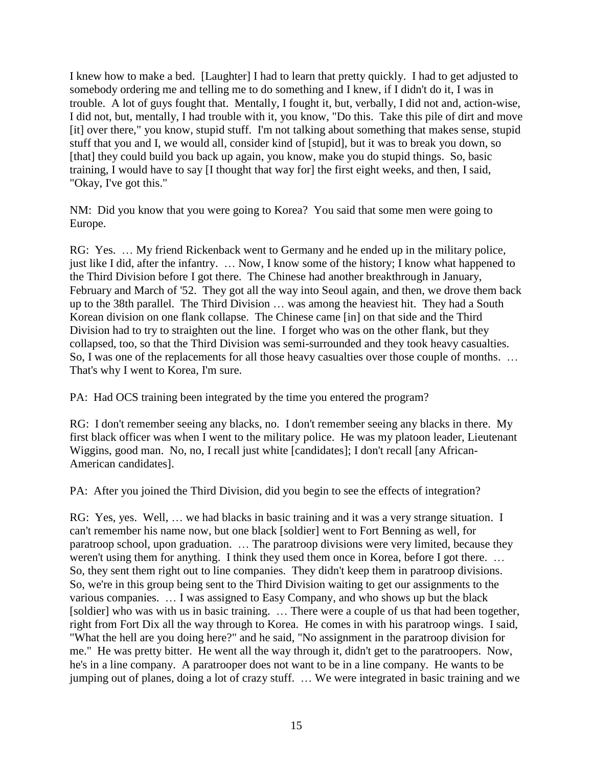I knew how to make a bed. [Laughter] I had to learn that pretty quickly. I had to get adjusted to somebody ordering me and telling me to do something and I knew, if I didn't do it, I was in trouble. A lot of guys fought that. Mentally, I fought it, but, verbally, I did not and, action-wise, I did not, but, mentally, I had trouble with it, you know, "Do this. Take this pile of dirt and move [it] over there," you know, stupid stuff. I'm not talking about something that makes sense, stupid stuff that you and I, we would all, consider kind of [stupid], but it was to break you down, so [that] they could build you back up again, you know, make you do stupid things. So, basic training, I would have to say [I thought that way for] the first eight weeks, and then, I said, "Okay, I've got this."

NM: Did you know that you were going to Korea? You said that some men were going to Europe.

RG: Yes. … My friend Rickenback went to Germany and he ended up in the military police, just like I did, after the infantry. … Now, I know some of the history; I know what happened to the Third Division before I got there. The Chinese had another breakthrough in January, February and March of '52. They got all the way into Seoul again, and then, we drove them back up to the 38th parallel. The Third Division … was among the heaviest hit. They had a South Korean division on one flank collapse. The Chinese came [in] on that side and the Third Division had to try to straighten out the line. I forget who was on the other flank, but they collapsed, too, so that the Third Division was semi-surrounded and they took heavy casualties. So, I was one of the replacements for all those heavy casualties over those couple of months. … That's why I went to Korea, I'm sure.

PA: Had OCS training been integrated by the time you entered the program?

RG: I don't remember seeing any blacks, no. I don't remember seeing any blacks in there. My first black officer was when I went to the military police. He was my platoon leader, Lieutenant Wiggins, good man. No, no, I recall just white [candidates]; I don't recall [any African-American candidates].

PA: After you joined the Third Division, did you begin to see the effects of integration?

RG: Yes, yes. Well, … we had blacks in basic training and it was a very strange situation. I can't remember his name now, but one black [soldier] went to Fort Benning as well, for paratroop school, upon graduation. … The paratroop divisions were very limited, because they weren't using them for anything. I think they used them once in Korea, before I got there. … So, they sent them right out to line companies. They didn't keep them in paratroop divisions. So, we're in this group being sent to the Third Division waiting to get our assignments to the various companies. … I was assigned to Easy Company, and who shows up but the black [soldier] who was with us in basic training. … There were a couple of us that had been together, right from Fort Dix all the way through to Korea. He comes in with his paratroop wings. I said, "What the hell are you doing here?" and he said, "No assignment in the paratroop division for me." He was pretty bitter. He went all the way through it, didn't get to the paratroopers. Now, he's in a line company. A paratrooper does not want to be in a line company. He wants to be jumping out of planes, doing a lot of crazy stuff. … We were integrated in basic training and we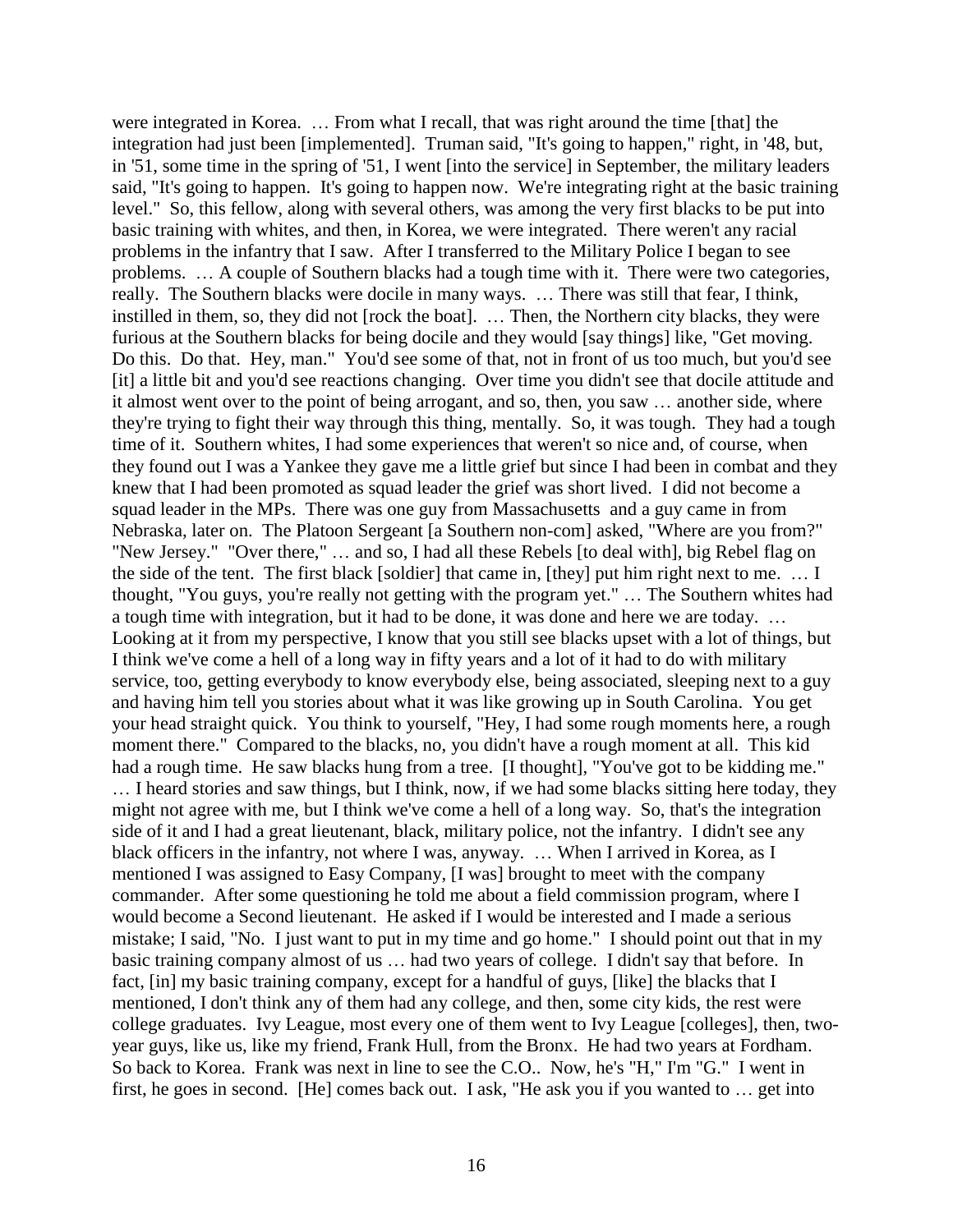were integrated in Korea. … From what I recall, that was right around the time [that] the integration had just been [implemented]. Truman said, "It's going to happen," right, in '48, but, in '51, some time in the spring of '51, I went [into the service] in September, the military leaders said, "It's going to happen. It's going to happen now. We're integrating right at the basic training level." So, this fellow, along with several others, was among the very first blacks to be put into basic training with whites, and then, in Korea, we were integrated. There weren't any racial problems in the infantry that I saw. After I transferred to the Military Police I began to see problems. … A couple of Southern blacks had a tough time with it. There were two categories, really. The Southern blacks were docile in many ways. … There was still that fear, I think, instilled in them, so, they did not [rock the boat]. … Then, the Northern city blacks, they were furious at the Southern blacks for being docile and they would [say things] like, "Get moving. Do this. Do that. Hey, man." You'd see some of that, not in front of us too much, but you'd see [it] a little bit and you'd see reactions changing. Over time you didn't see that docile attitude and it almost went over to the point of being arrogant, and so, then, you saw … another side, where they're trying to fight their way through this thing, mentally. So, it was tough. They had a tough time of it. Southern whites, I had some experiences that weren't so nice and, of course, when they found out I was a Yankee they gave me a little grief but since I had been in combat and they knew that I had been promoted as squad leader the grief was short lived. I did not become a squad leader in the MPs. There was one guy from Massachusetts and a guy came in from Nebraska, later on. The Platoon Sergeant [a Southern non-com] asked, "Where are you from?" "New Jersey." "Over there," … and so, I had all these Rebels [to deal with], big Rebel flag on the side of the tent. The first black [soldier] that came in, [they] put him right next to me. … I thought, "You guys, you're really not getting with the program yet." … The Southern whites had a tough time with integration, but it had to be done, it was done and here we are today. … Looking at it from my perspective, I know that you still see blacks upset with a lot of things, but I think we've come a hell of a long way in fifty years and a lot of it had to do with military service, too, getting everybody to know everybody else, being associated, sleeping next to a guy and having him tell you stories about what it was like growing up in South Carolina. You get your head straight quick. You think to yourself, "Hey, I had some rough moments here, a rough moment there." Compared to the blacks, no, you didn't have a rough moment at all. This kid had a rough time. He saw blacks hung from a tree. [I thought], "You've got to be kidding me." … I heard stories and saw things, but I think, now, if we had some blacks sitting here today, they might not agree with me, but I think we've come a hell of a long way. So, that's the integration side of it and I had a great lieutenant, black, military police, not the infantry. I didn't see any black officers in the infantry, not where I was, anyway. … When I arrived in Korea, as I mentioned I was assigned to Easy Company, [I was] brought to meet with the company commander. After some questioning he told me about a field commission program, where I would become a Second lieutenant. He asked if I would be interested and I made a serious mistake; I said, "No. I just want to put in my time and go home." I should point out that in my basic training company almost of us … had two years of college. I didn't say that before. In fact, [in] my basic training company, except for a handful of guys, [like] the blacks that I mentioned, I don't think any of them had any college, and then, some city kids, the rest were college graduates. Ivy League, most every one of them went to Ivy League [colleges], then, two-year guys, like us, like my friend, Frank Hull, from the Bronx. He had two years at Fordham. So back to Korea. Frank was next in line to see the C.O.. Now, he's "H," I'm "G." I went in first, he goes in second. [He] comes back out. I ask, "He ask you if you wanted to … get into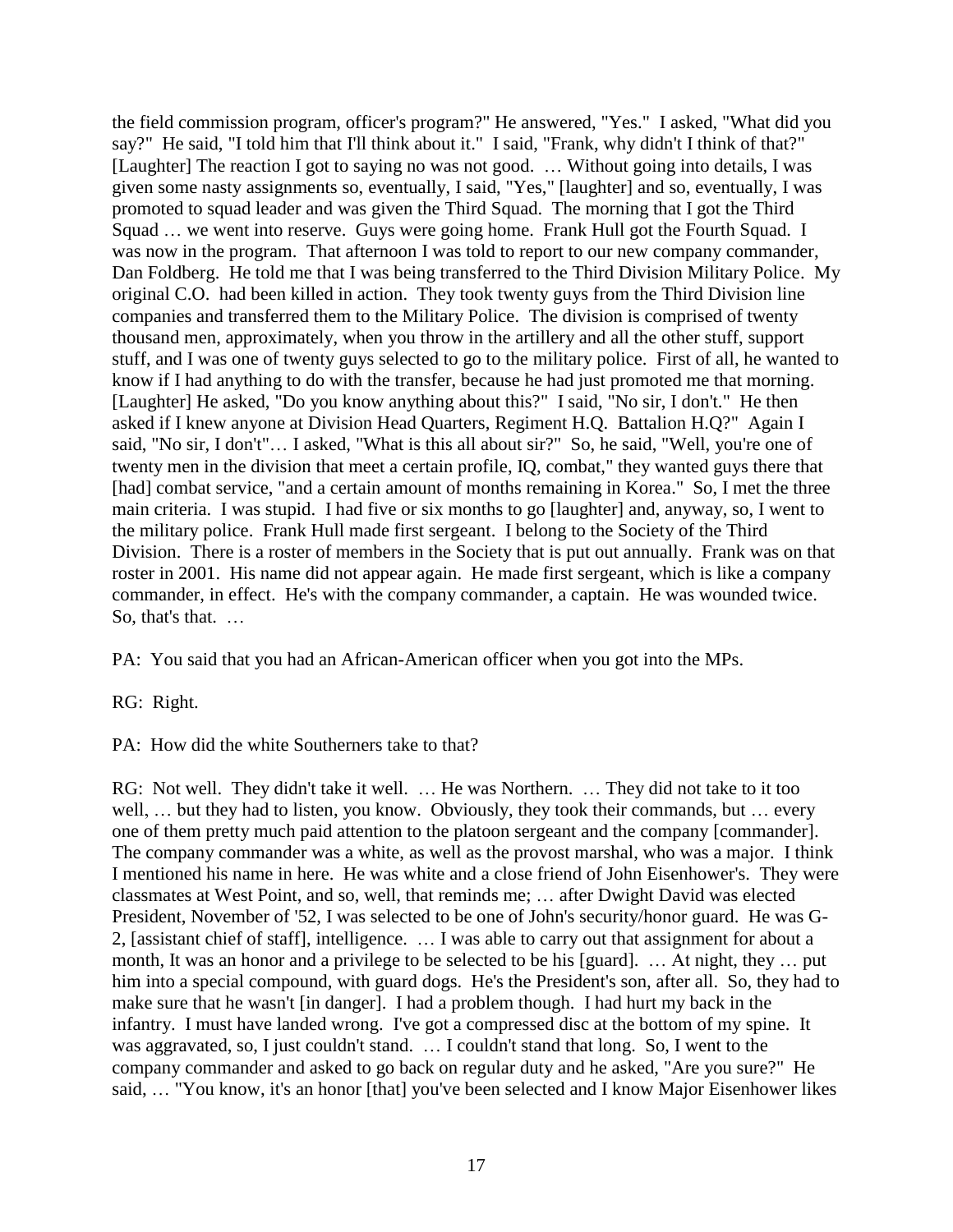the field commission program, officer's program?" He answered, "Yes." I asked, "What did you say?" He said, "I told him that I'll think about it." I said, "Frank, why didn't I think of that?" [Laughter] The reaction I got to saying no was not good. … Without going into details, I was given some nasty assignments so, eventually, I said, "Yes," [laughter] and so, eventually, I was promoted to squad leader and was given the Third Squad. The morning that I got the Third Squad … we went into reserve. Guys were going home. Frank Hull got the Fourth Squad. I was now in the program. That afternoon I was told to report to our new company commander, Dan Foldberg. He told me that I was being transferred to the Third Division Military Police. My original C.O. had been killed in action. They took twenty guys from the Third Division line companies and transferred them to the Military Police. The division is comprised of twenty thousand men, approximately, when you throw in the artillery and all the other stuff, support stuff, and I was one of twenty guys selected to go to the military police. First of all, he wanted to know if I had anything to do with the transfer, because he had just promoted me that morning. [Laughter] He asked, "Do you know anything about this?" I said, "No sir, I don't." He then asked if I knew anyone at Division Head Quarters, Regiment H.Q. Battalion H.Q?" Again I said, "No sir, I don't"… I asked, "What is this all about sir?" So, he said, "Well, you're one of twenty men in the division that meet a certain profile, IQ, combat," they wanted guys there that [had] combat service, "and a certain amount of months remaining in Korea." So, I met the three main criteria. I was stupid. I had five or six months to go [laughter] and, anyway, so, I went to the military police. Frank Hull made first sergeant. I belong to the Society of the Third Division. There is a roster of members in the Society that is put out annually. Frank was on that roster in 2001. His name did not appear again. He made first sergeant, which is like a company commander, in effect. He's with the company commander, a captain. He was wounded twice. So, that's that. …

PA: You said that you had an African-American officer when you got into the MPs.

RG: Right.

PA: How did the white Southerners take to that?

RG: Not well. They didn't take it well. … He was Northern. … They did not take to it too well, … but they had to listen, you know. Obviously, they took their commands, but … every one of them pretty much paid attention to the platoon sergeant and the company [commander]. The company commander was a white, as well as the provost marshal, who was a major. I think I mentioned his name in here. He was white and a close friend of John Eisenhower's. They were classmates at West Point, and so, well, that reminds me; … after Dwight David was elected President, November of '52, I was selected to be one of John's security/honor guard. He was G-2, [assistant chief of staff], intelligence. … I was able to carry out that assignment for about a month, It was an honor and a privilege to be selected to be his [guard]. … At night, they … put him into a special compound, with guard dogs. He's the President's son, after all. So, they had to make sure that he wasn't [in danger]. I had a problem though. I had hurt my back in the infantry. I must have landed wrong. I've got a compressed disc at the bottom of my spine. It was aggravated, so, I just couldn't stand. … I couldn't stand that long. So, I went to the company commander and asked to go back on regular duty and he asked, "Are you sure?" He said, … "You know, it's an honor [that] you've been selected and I know Major Eisenhower likes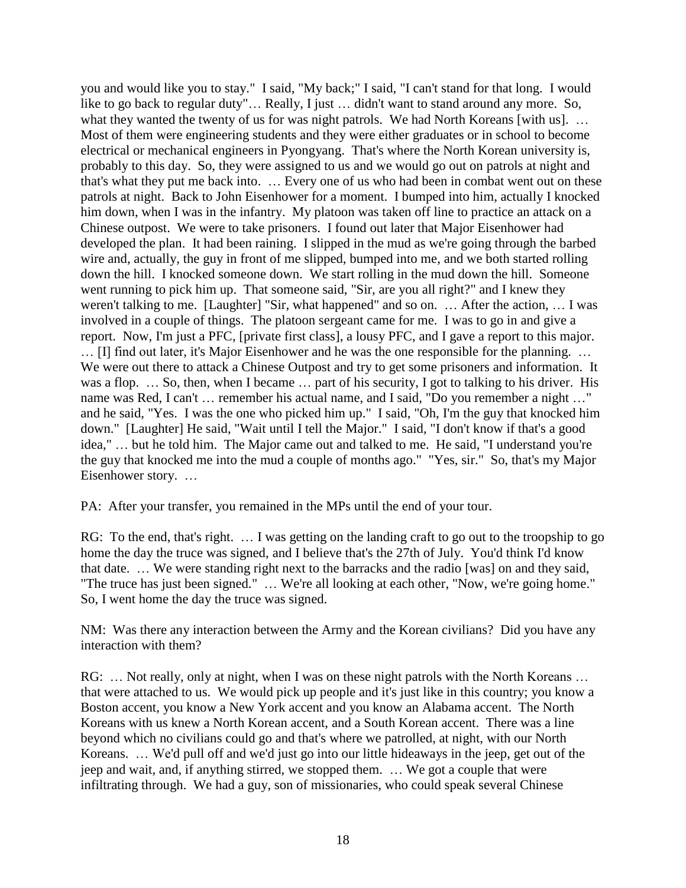you and would like you to stay." I said, "My back;" I said, "I can't stand for that long. I would like to go back to regular duty"… Really, I just … didn't want to stand around any more. So, what they wanted the twenty of us for was night patrols. We had North Koreans [with us]. … Most of them were engineering students and they were either graduates or in school to become electrical or mechanical engineers in Pyongyang. That's where the North Korean university is, probably to this day. So, they were assigned to us and we would go out on patrols at night and that's what they put me back into. … Every one of us who had been in combat went out on these patrols at night. Back to John Eisenhower for a moment. I bumped into him, actually I knocked him down, when I was in the infantry. My platoon was taken off line to practice an attack on a Chinese outpost. We were to take prisoners. I found out later that Major Eisenhower had developed the plan. It had been raining. I slipped in the mud as we're going through the barbed wire and, actually, the guy in front of me slipped, bumped into me, and we both started rolling down the hill. I knocked someone down. We start rolling in the mud down the hill. Someone went running to pick him up. That someone said, "Sir, are you all right?" and I knew they weren't talking to me. [Laughter] "Sir, what happened" and so on. … After the action, … I was involved in a couple of things. The platoon sergeant came for me. I was to go in and give a report. Now, I'm just a PFC, [private first class], a lousy PFC, and I gave a report to this major. … [I] find out later, it's Major Eisenhower and he was the one responsible for the planning. … We were out there to attack a Chinese Outpost and try to get some prisoners and information. It was a flop. … So, then, when I became … part of his security, I got to talking to his driver. His name was Red, I can't … remember his actual name, and I said, "Do you remember a night …" and he said, "Yes. I was the one who picked him up." I said, "Oh, I'm the guy that knocked him down." [Laughter] He said, "Wait until I tell the Major." I said, "I don't know if that's a good idea," … but he told him. The Major came out and talked to me. He said, "I understand you're the guy that knocked me into the mud a couple of months ago." "Yes, sir." So, that's my Major Eisenhower story. …

PA: After your transfer, you remained in the MPs until the end of your tour.

RG: To the end, that's right. … I was getting on the landing craft to go out to the troopship to go home the day the truce was signed, and I believe that's the 27th of July. You'd think I'd know that date. … We were standing right next to the barracks and the radio [was] on and they said, "The truce has just been signed." … We're all looking at each other, "Now, we're going home." So, I went home the day the truce was signed.

NM: Was there any interaction between the Army and the Korean civilians? Did you have any interaction with them?

RG: … Not really, only at night, when I was on these night patrols with the North Koreans … that were attached to us. We would pick up people and it's just like in this country; you know a Boston accent, you know a New York accent and you know an Alabama accent. The North Koreans with us knew a North Korean accent, and a South Korean accent. There was a line beyond which no civilians could go and that's where we patrolled, at night, with our North Koreans. … We'd pull off and we'd just go into our little hideaways in the jeep, get out of the jeep and wait, and, if anything stirred, we stopped them. … We got a couple that were infiltrating through. We had a guy, son of missionaries, who could speak several Chinese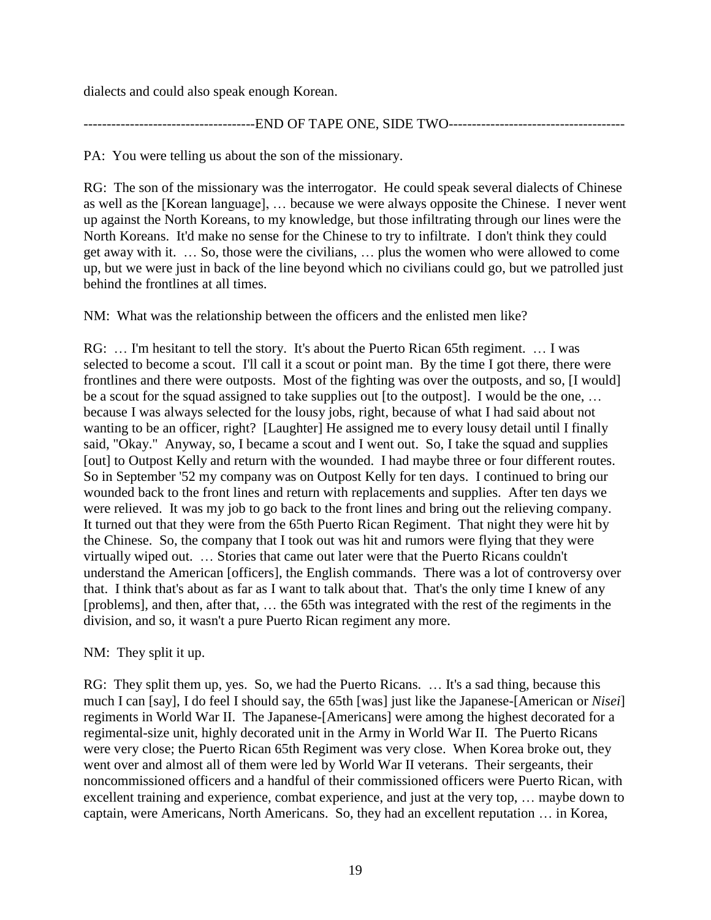dialects and could also speak enough Korean.

-------------------------------------END OF TAPE ONE, SIDE TWO--------------------------------------

PA: You were telling us about the son of the missionary.

RG: The son of the missionary was the interrogator. He could speak several dialects of Chinese as well as the [Korean language], … because we were always opposite the Chinese. I never went up against the North Koreans, to my knowledge, but those infiltrating through our lines were the North Koreans. It'd make no sense for the Chinese to try to infiltrate. I don't think they could get away with it. … So, those were the civilians, … plus the women who were allowed to come up, but we were just in back of the line beyond which no civilians could go, but we patrolled just behind the frontlines at all times.

NM: What was the relationship between the officers and the enlisted men like?

RG: … I'm hesitant to tell the story. It's about the Puerto Rican 65th regiment. … I was selected to become a scout. I'll call it a scout or point man. By the time I got there, there were frontlines and there were outposts. Most of the fighting was over the outposts, and so, [I would] be a scout for the squad assigned to take supplies out [to the outpost]. I would be the one, … because I was always selected for the lousy jobs, right, because of what I had said about not wanting to be an officer, right? [Laughter] He assigned me to every lousy detail until I finally said, "Okay." Anyway, so, I became a scout and I went out. So, I take the squad and supplies [out] to Outpost Kelly and return with the wounded. I had maybe three or four different routes. So in September '52 my company was on Outpost Kelly for ten days. I continued to bring our wounded back to the front lines and return with replacements and supplies. After ten days we were relieved. It was my job to go back to the front lines and bring out the relieving company. It turned out that they were from the 65th Puerto Rican Regiment. That night they were hit by the Chinese. So, the company that I took out was hit and rumors were flying that they were virtually wiped out. … Stories that came out later were that the Puerto Ricans couldn't understand the American [officers], the English commands. There was a lot of controversy over that. I think that's about as far as I want to talk about that. That's the only time I knew of any [problems], and then, after that, … the 65th was integrated with the rest of the regiments in the division, and so, it wasn't a pure Puerto Rican regiment any more.

NM: They split it up.

RG: They split them up, yes. So, we had the Puerto Ricans. … It's a sad thing, because this much I can [say], I do feel I should say, the 65th [was] just like the Japanese-[American or *Nisei*] regiments in World War II. The Japanese-[Americans] were among the highest decorated for a regimental-size unit, highly decorated unit in the Army in World War II. The Puerto Ricans were very close; the Puerto Rican 65th Regiment was very close. When Korea broke out, they went over and almost all of them were led by World War II veterans. Their sergeants, their noncommissioned officers and a handful of their commissioned officers were Puerto Rican, with excellent training and experience, combat experience, and just at the very top, … maybe down to captain, were Americans, North Americans. So, they had an excellent reputation … in Korea,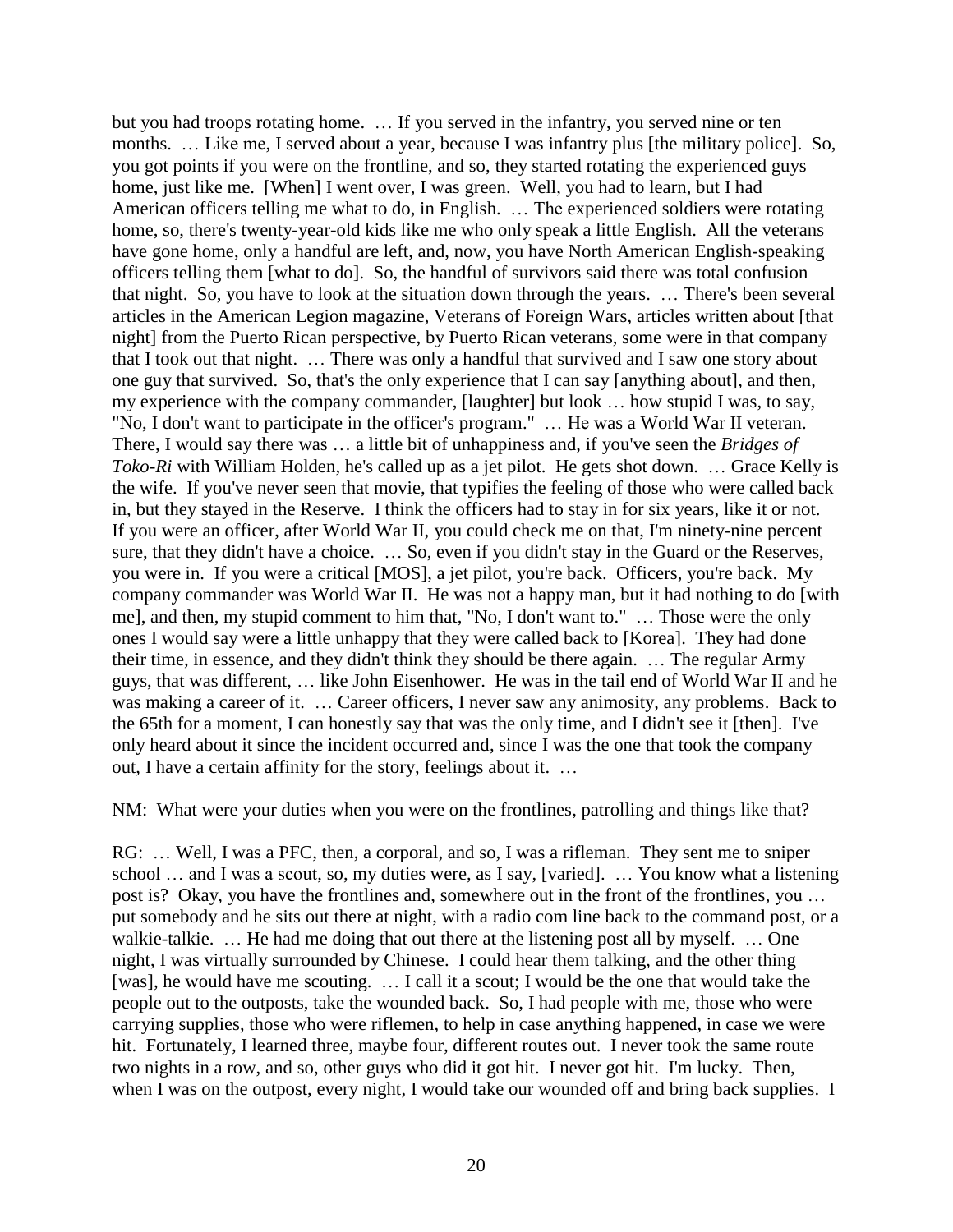but you had troops rotating home. … If you served in the infantry, you served nine or ten months. … Like me, I served about a year, because I was infantry plus [the military police]. So, you got points if you were on the frontline, and so, they started rotating the experienced guys home, just like me. [When] I went over, I was green. Well, you had to learn, but I had American officers telling me what to do, in English. … The experienced soldiers were rotating home, so, there's twenty-year-old kids like me who only speak a little English. All the veterans have gone home, only a handful are left, and, now, you have North American English-speaking officers telling them [what to do]. So, the handful of survivors said there was total confusion that night. So, you have to look at the situation down through the years. … There's been several articles in the American Legion magazine, Veterans of Foreign Wars, articles written about [that night] from the Puerto Rican perspective, by Puerto Rican veterans, some were in that company that I took out that night. … There was only a handful that survived and I saw one story about one guy that survived. So, that's the only experience that I can say [anything about], and then, my experience with the company commander, [laughter] but look … how stupid I was, to say, "No, I don't want to participate in the officer's program." … He was a World War II veteran. There, I would say there was … a little bit of unhappiness and, if you've seen the *Bridges of Toko-Ri* with William Holden, he's called up as a jet pilot. He gets shot down. … Grace Kelly is the wife. If you've never seen that movie, that typifies the feeling of those who were called back in, but they stayed in the Reserve. I think the officers had to stay in for six years, like it or not. If you were an officer, after World War II, you could check me on that, I'm ninety-nine percent sure, that they didn't have a choice. … So, even if you didn't stay in the Guard or the Reserves, you were in. If you were a critical [MOS], a jet pilot, you're back. Officers, you're back. My company commander was World War II. He was not a happy man, but it had nothing to do [with me], and then, my stupid comment to him that, "No, I don't want to." … Those were the only ones I would say were a little unhappy that they were called back to [Korea]. They had done their time, in essence, and they didn't think they should be there again. … The regular Army guys, that was different, … like John Eisenhower. He was in the tail end of World War II and he was making a career of it. … Career officers, I never saw any animosity, any problems. Back to the 65th for a moment, I can honestly say that was the only time, and I didn't see it [then]. I've only heard about it since the incident occurred and, since I was the one that took the company out, I have a certain affinity for the story, feelings about it. …

NM: What were your duties when you were on the frontlines, patrolling and things like that?

RG: … Well, I was a PFC, then, a corporal, and so, I was a rifleman. They sent me to sniper school … and I was a scout, so, my duties were, as I say, [varied]. … You know what a listening post is? Okay, you have the frontlines and, somewhere out in the front of the frontlines, you … put somebody and he sits out there at night, with a radio com line back to the command post, or a walkie-talkie. … He had me doing that out there at the listening post all by myself. … One night, I was virtually surrounded by Chinese. I could hear them talking, and the other thing [was], he would have me scouting. … I call it a scout; I would be the one that would take the people out to the outposts, take the wounded back. So, I had people with me, those who were carrying supplies, those who were riflemen, to help in case anything happened, in case we were hit. Fortunately, I learned three, maybe four, different routes out. I never took the same route two nights in a row, and so, other guys who did it got hit. I never got hit. I'm lucky. Then, when I was on the outpost, every night, I would take our wounded off and bring back supplies. I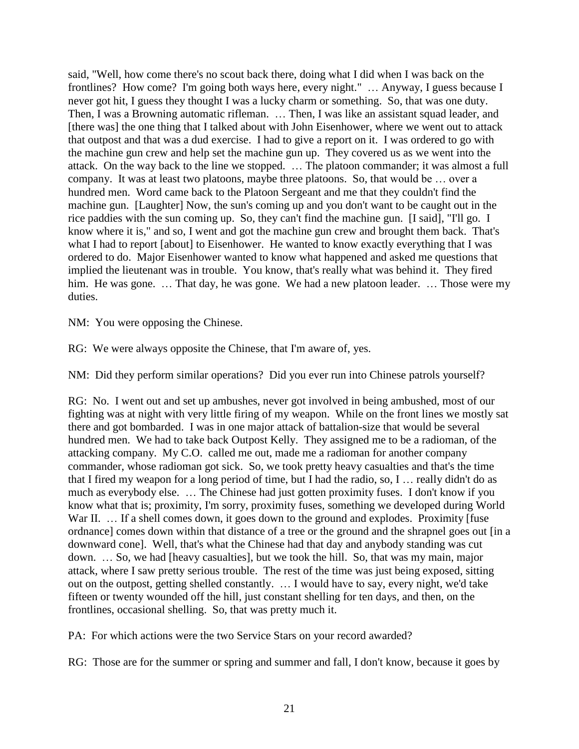said, "Well, how come there's no scout back there, doing what I did when I was back on the frontlines? How come? I'm going both ways here, every night." … Anyway, I guess because I never got hit, I guess they thought I was a lucky charm or something. So, that was one duty. Then, I was a Browning automatic rifleman. … Then, I was like an assistant squad leader, and [there was] the one thing that I talked about with John Eisenhower, where we went out to attack that outpost and that was a dud exercise. I had to give a report on it. I was ordered to go with the machine gun crew and help set the machine gun up. They covered us as we went into the attack. On the way back to the line we stopped. … The platoon commander; it was almost a full company. It was at least two platoons, maybe three platoons. So, that would be … over a hundred men. Word came back to the Platoon Sergeant and me that they couldn't find the machine gun. [Laughter] Now, the sun's coming up and you don't want to be caught out in the rice paddies with the sun coming up. So, they can't find the machine gun. [I said], "I'll go. I know where it is," and so, I went and got the machine gun crew and brought them back. That's what I had to report [about] to Eisenhower. He wanted to know exactly everything that I was ordered to do. Major Eisenhower wanted to know what happened and asked me questions that implied the lieutenant was in trouble. You know, that's really what was behind it. They fired him. He was gone. … That day, he was gone. We had a new platoon leader. … Those were my duties.

NM: You were opposing the Chinese.

RG: We were always opposite the Chinese, that I'm aware of, yes.

NM: Did they perform similar operations? Did you ever run into Chinese patrols yourself?

RG: No. I went out and set up ambushes, never got involved in being ambushed, most of our fighting was at night with very little firing of my weapon. While on the front lines we mostly sat there and got bombarded. I was in one major attack of battalion-size that would be several hundred men. We had to take back Outpost Kelly. They assigned me to be a radioman, of the attacking company. My C.O. called me out, made me a radioman for another company commander, whose radioman got sick. So, we took pretty heavy casualties and that's the time that I fired my weapon for a long period of time, but I had the radio, so, I … really didn't do as much as everybody else. … The Chinese had just gotten proximity fuses. I don't know if you know what that is; proximity, I'm sorry, proximity fuses, something we developed during World War II. … If a shell comes down, it goes down to the ground and explodes. Proximity [fuse ordnance] comes down within that distance of a tree or the ground and the shrapnel goes out [in a downward cone]. Well, that's what the Chinese had that day and anybody standing was cut down. … So, we had [heavy casualties], but we took the hill. So, that was my main, major attack, where I saw pretty serious trouble. The rest of the time was just being exposed, sitting out on the outpost, getting shelled constantly. … I would have to say, every night, we'd take fifteen or twenty wounded off the hill, just constant shelling for ten days, and then, on the frontlines, occasional shelling. So, that was pretty much it.

PA: For which actions were the two Service Stars on your record awarded?

RG: Those are for the summer or spring and summer and fall, I don't know, because it goes by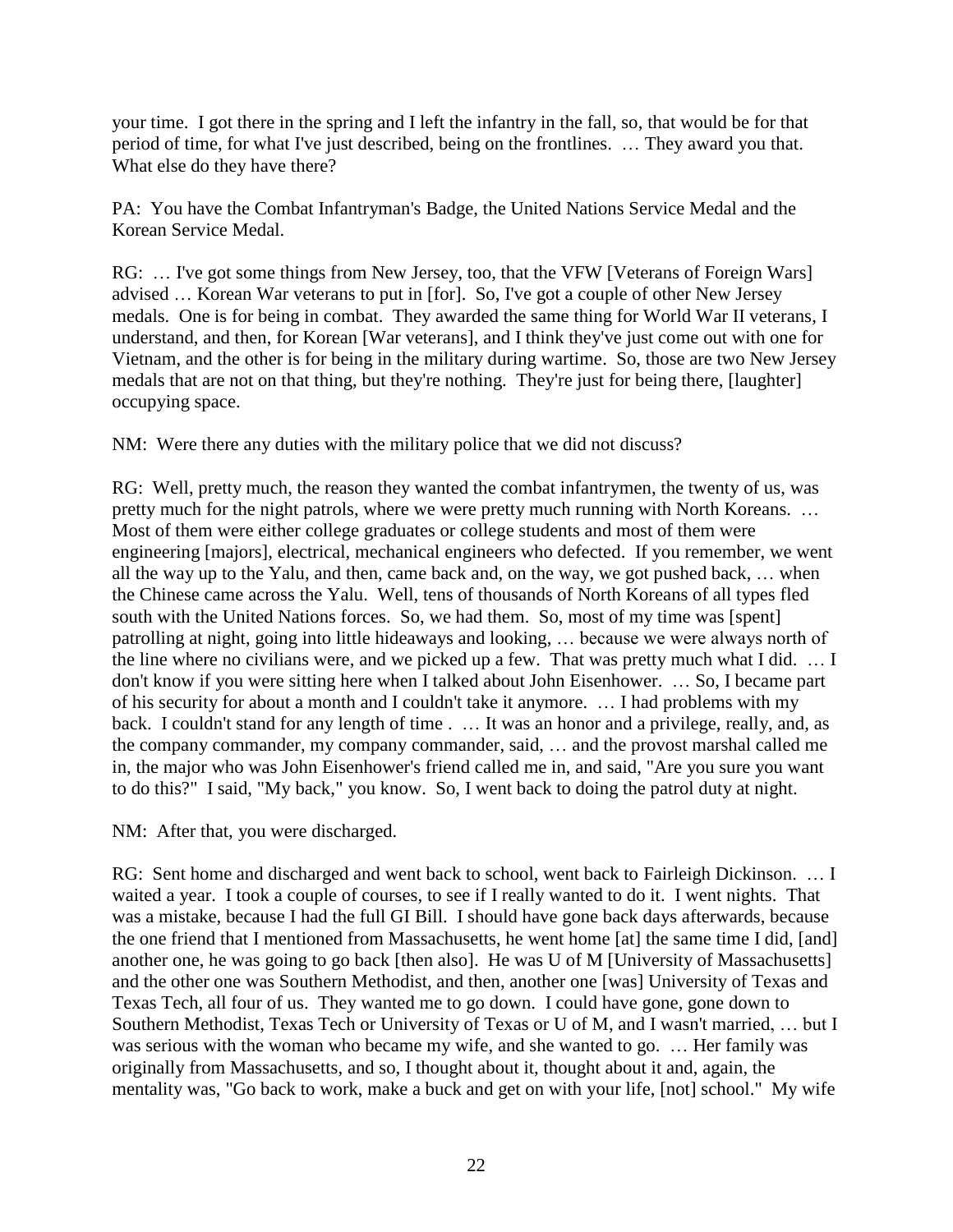your time. I got there in the spring and I left the infantry in the fall, so, that would be for that period of time, for what I've just described, being on the frontlines. … They award you that. What else do they have there?

PA: You have the Combat Infantryman's Badge, the United Nations Service Medal and the Korean Service Medal.

RG: … I've got some things from New Jersey, too, that the VFW [Veterans of Foreign Wars] advised … Korean War veterans to put in [for]. So, I've got a couple of other New Jersey medals. One is for being in combat. They awarded the same thing for World War II veterans, I understand, and then, for Korean [War veterans], and I think they've just come out with one for Vietnam, and the other is for being in the military during wartime. So, those are two New Jersey medals that are not on that thing, but they're nothing. They're just for being there, [laughter] occupying space.

NM: Were there any duties with the military police that we did not discuss?

RG: Well, pretty much, the reason they wanted the combat infantrymen, the twenty of us, was pretty much for the night patrols, where we were pretty much running with North Koreans. … Most of them were either college graduates or college students and most of them were engineering [majors], electrical, mechanical engineers who defected. If you remember, we went all the way up to the Yalu, and then, came back and, on the way, we got pushed back, … when the Chinese came across the Yalu. Well, tens of thousands of North Koreans of all types fled south with the United Nations forces. So, we had them. So, most of my time was [spent] patrolling at night, going into little hideaways and looking, … because we were always north of the line where no civilians were, and we picked up a few. That was pretty much what I did. … I don't know if you were sitting here when I talked about John Eisenhower. … So, I became part of his security for about a month and I couldn't take it anymore. … I had problems with my back. I couldn't stand for any length of time . … It was an honor and a privilege, really, and, as the company commander, my company commander, said, … and the provost marshal called me in, the major who was John Eisenhower's friend called me in, and said, "Are you sure you want to do this?" I said, "My back," you know. So, I went back to doing the patrol duty at night.

NM: After that, you were discharged.

RG: Sent home and discharged and went back to school, went back to Fairleigh Dickinson. … I waited a year. I took a couple of courses, to see if I really wanted to do it. I went nights. That was a mistake, because I had the full GI Bill. I should have gone back days afterwards, because the one friend that I mentioned from Massachusetts, he went home [at] the same time I did, [and] another one, he was going to go back [then also]. He was U of M [University of Massachusetts] and the other one was Southern Methodist, and then, another one [was] University of Texas and Texas Tech, all four of us. They wanted me to go down. I could have gone, gone down to Southern Methodist, Texas Tech or University of Texas or U of M, and I wasn't married, … but I was serious with the woman who became my wife, and she wanted to go. … Her family was originally from Massachusetts, and so, I thought about it, thought about it and, again, the mentality was, "Go back to work, make a buck and get on with your life, [not] school." My wife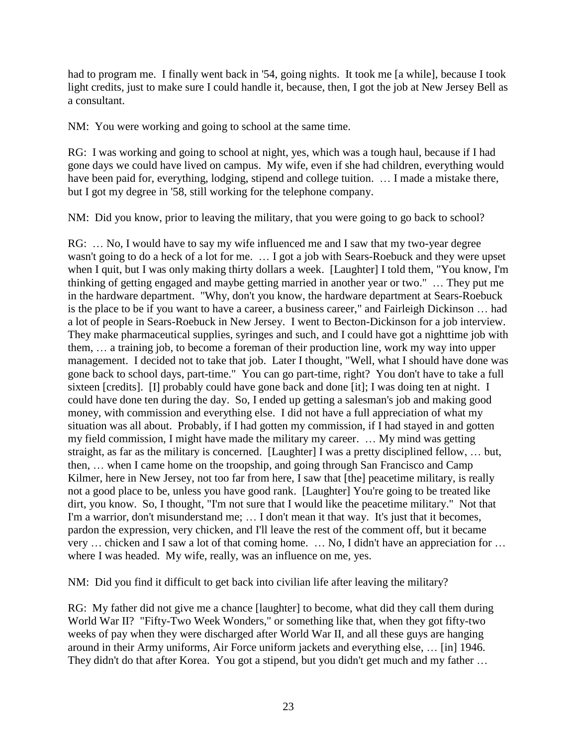had to program me. I finally went back in '54, going nights. It took me [a while], because I took light credits, just to make sure I could handle it, because, then, I got the job at New Jersey Bell as a consultant.

NM: You were working and going to school at the same time.

RG: I was working and going to school at night, yes, which was a tough haul, because if I had gone days we could have lived on campus. My wife, even if she had children, everything would have been paid for, everything, lodging, stipend and college tuition. … I made a mistake there, but I got my degree in '58, still working for the telephone company.

NM: Did you know, prior to leaving the military, that you were going to go back to school?

RG: … No, I would have to say my wife influenced me and I saw that my two-year degree wasn't going to do a heck of a lot for me. … I got a job with Sears-Roebuck and they were upset when I quit, but I was only making thirty dollars a week. [Laughter] I told them, "You know, I'm thinking of getting engaged and maybe getting married in another year or two." … They put me in the hardware department. "Why, don't you know, the hardware department at Sears-Roebuck is the place to be if you want to have a career, a business career," and Fairleigh Dickinson … had a lot of people in Sears-Roebuck in New Jersey. I went to Becton-Dickinson for a job interview. They make pharmaceutical supplies, syringes and such, and I could have got a nighttime job with them, … a training job, to become a foreman of their production line, work my way into upper management. I decided not to take that job. Later I thought, "Well, what I should have done was gone back to school days, part-time." You can go part-time, right? You don't have to take a full sixteen [credits]. [I] probably could have gone back and done [it]; I was doing ten at night. I could have done ten during the day. So, I ended up getting a salesman's job and making good money, with commission and everything else. I did not have a full appreciation of what my situation was all about. Probably, if I had gotten my commission, if I had stayed in and gotten my field commission, I might have made the military my career. … My mind was getting straight, as far as the military is concerned. [Laughter] I was a pretty disciplined fellow, … but, then, … when I came home on the troopship, and going through San Francisco and Camp Kilmer, here in New Jersey, not too far from here, I saw that [the] peacetime military, is really not a good place to be, unless you have good rank. [Laughter] You're going to be treated like dirt, you know. So, I thought, "I'm not sure that I would like the peacetime military." Not that I'm a warrior, don't misunderstand me; … I don't mean it that way. It's just that it becomes, pardon the expression, very chicken, and I'll leave the rest of the comment off, but it became very … chicken and I saw a lot of that coming home. … No, I didn't have an appreciation for … where I was headed. My wife, really, was an influence on me, yes.

NM: Did you find it difficult to get back into civilian life after leaving the military?

RG: My father did not give me a chance [laughter] to become, what did they call them during World War II? "Fifty-Two Week Wonders," or something like that, when they got fifty-two weeks of pay when they were discharged after World War II, and all these guys are hanging around in their Army uniforms, Air Force uniform jackets and everything else, … [in] 1946. They didn't do that after Korea. You got a stipend, but you didn't get much and my father …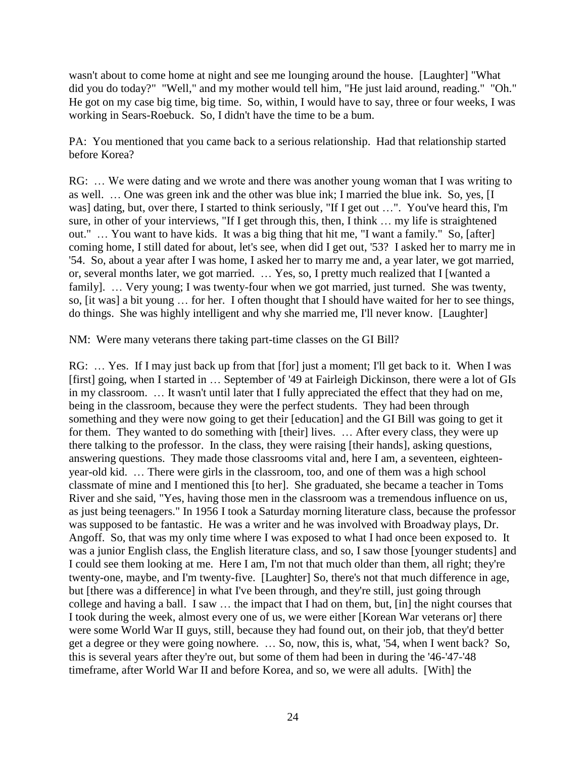wasn't about to come home at night and see me lounging around the house. [Laughter] "What did you do today?" "Well," and my mother would tell him, "He just laid around, reading." "Oh." He got on my case big time, big time. So, within, I would have to say, three or four weeks, I was working in Sears-Roebuck. So, I didn't have the time to be a bum.

PA: You mentioned that you came back to a serious relationship. Had that relationship started before Korea?

RG: … We were dating and we wrote and there was another young woman that I was writing to as well. … One was green ink and the other was blue ink; I married the blue ink. So, yes, [I was] dating, but, over there, I started to think seriously, "If I get out …". You've heard this, I'm sure, in other of your interviews, "If I get through this, then, I think … my life is straightened out." … You want to have kids. It was a big thing that hit me, "I want a family." So, [after] coming home, I still dated for about, let's see, when did I get out, '53? I asked her to marry me in '54. So, about a year after I was home, I asked her to marry me and, a year later, we got married, or, several months later, we got married. … Yes, so, I pretty much realized that I [wanted a family]. … Very young; I was twenty-four when we got married, just turned. She was twenty, so, [it was] a bit young … for her. I often thought that I should have waited for her to see things, do things. She was highly intelligent and why she married me, I'll never know. [Laughter]

NM: Were many veterans there taking part-time classes on the GI Bill?

RG: … Yes. If I may just back up from that [for] just a moment; I'll get back to it. When I was [first] going, when I started in … September of '49 at Fairleigh Dickinson, there were a lot of GIs in my classroom. … It wasn't until later that I fully appreciated the effect that they had on me, being in the classroom, because they were the perfect students. They had been through something and they were now going to get their [education] and the GI Bill was going to get it for them. They wanted to do something with [their] lives. … After every class, they were up there talking to the professor. In the class, they were raising [their hands], asking questions, answering questions. They made those classrooms vital and, here I am, a seventeen, eighteen-year-old kid. … There were girls in the classroom, too, and one of them was a high school classmate of mine and I mentioned this [to her]. She graduated, she became a teacher in Toms River and she said, "Yes, having those men in the classroom was a tremendous influence on us, as just being teenagers." In 1956 I took a Saturday morning literature class, because the professor was supposed to be fantastic. He was a writer and he was involved with Broadway plays, Dr. Angoff. So, that was my only time where I was exposed to what I had once been exposed to. It was a junior English class, the English literature class, and so, I saw those [younger students] and I could see them looking at me. Here I am, I'm not that much older than them, all right; they're twenty-one, maybe, and I'm twenty-five. [Laughter] So, there's not that much difference in age, but [there was a difference] in what I've been through, and they're still, just going through college and having a ball. I saw … the impact that I had on them, but, [in] the night courses that I took during the week, almost every one of us, we were either [Korean War veterans or] there were some World War II guys, still, because they had found out, on their job, that they'd better get a degree or they were going nowhere. … So, now, this is, what, '54, when I went back? So, this is several years after they're out, but some of them had been in during the '46-'47-'48 timeframe, after World War II and before Korea, and so, we were all adults. [With] the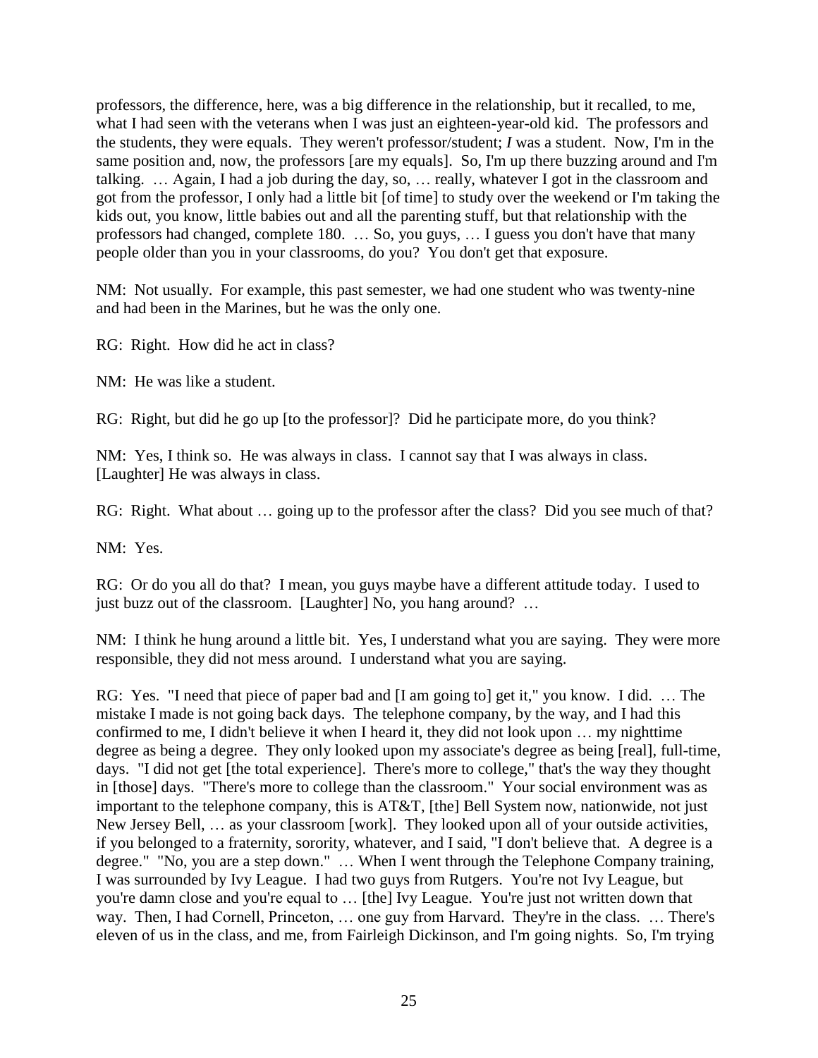professors, the difference, here, was a big difference in the relationship, but it recalled, to me, what I had seen with the veterans when I was just an eighteen-year-old kid. The professors and the students, they were equals. They weren't professor/student; *I* was a student. Now, I'm in the same position and, now, the professors [are my equals]. So, I'm up there buzzing around and I'm talking. … Again, I had a job during the day, so, … really, whatever I got in the classroom and got from the professor, I only had a little bit [of time] to study over the weekend or I'm taking the kids out, you know, little babies out and all the parenting stuff, but that relationship with the professors had changed, complete 180. … So, you guys, … I guess you don't have that many people older than you in your classrooms, do you? You don't get that exposure.

NM: Not usually. For example, this past semester, we had one student who was twenty-nine and had been in the Marines, but he was the only one.

RG: Right. How did he act in class?

NM: He was like a student.

RG: Right, but did he go up [to the professor]? Did he participate more, do you think?

NM: Yes, I think so. He was always in class. I cannot say that I was always in class. [Laughter] He was always in class.

RG: Right. What about … going up to the professor after the class? Did you see much of that?

NM: Yes.

RG: Or do you all do that? I mean, you guys maybe have a different attitude today. I used to just buzz out of the classroom. [Laughter] No, you hang around? …

NM: I think he hung around a little bit. Yes, I understand what you are saying. They were more responsible, they did not mess around. I understand what you are saying.

RG: Yes. "I need that piece of paper bad and [I am going to] get it," you know. I did. … The mistake I made is not going back days. The telephone company, by the way, and I had this confirmed to me, I didn't believe it when I heard it, they did not look upon … my nighttime degree as being a degree. They only looked upon my associate's degree as being [real], full-time, days. "I did not get [the total experience]. There's more to college," that's the way they thought in [those] days. "There's more to college than the classroom." Your social environment was as important to the telephone company, this is AT&T, [the] Bell System now, nationwide, not just New Jersey Bell, … as your classroom [work]. They looked upon all of your outside activities, if you belonged to a fraternity, sorority, whatever, and I said, "I don't believe that. A degree is a degree." "No, you are a step down." … When I went through the Telephone Company training, I was surrounded by Ivy League. I had two guys from Rutgers. You're not Ivy League, but you're damn close and you're equal to … [the] Ivy League. You're just not written down that way. Then, I had Cornell, Princeton, … one guy from Harvard. They're in the class. … There's eleven of us in the class, and me, from Fairleigh Dickinson, and I'm going nights. So, I'm trying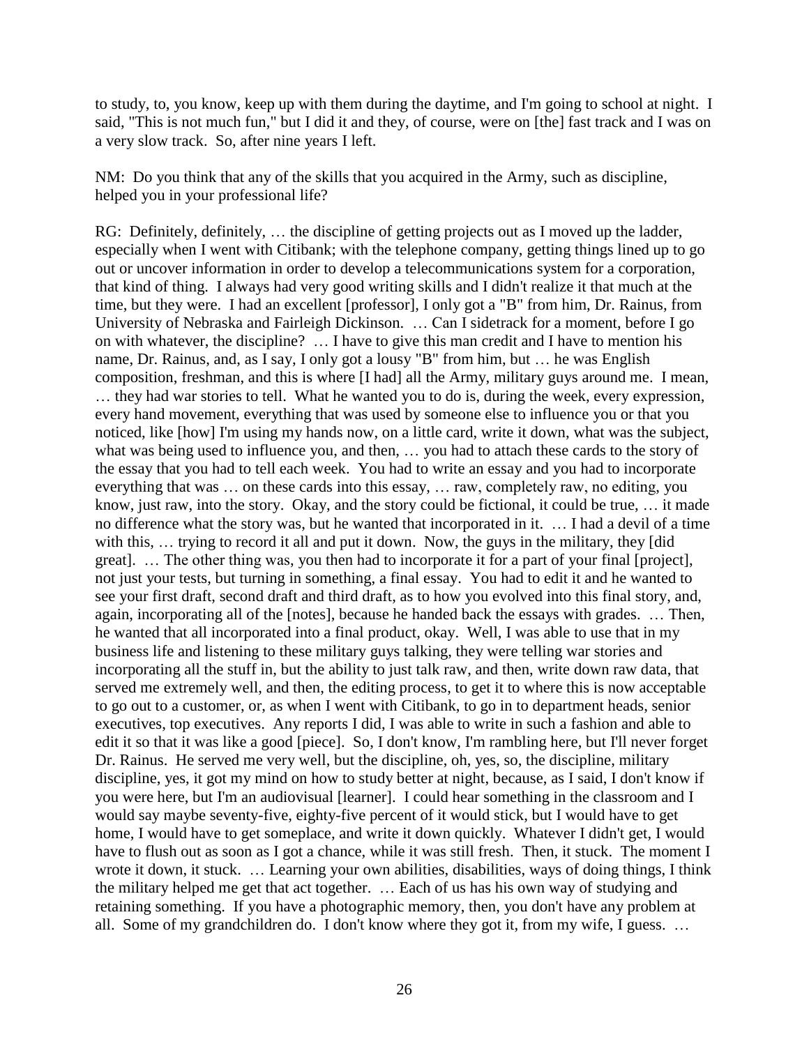to study, to, you know, keep up with them during the daytime, and I'm going to school at night. I said, "This is not much fun," but I did it and they, of course, were on [the] fast track and I was on a very slow track. So, after nine years I left.

NM: Do you think that any of the skills that you acquired in the Army, such as discipline, helped you in your professional life?

RG: Definitely, definitely, … the discipline of getting projects out as I moved up the ladder, especially when I went with Citibank; with the telephone company, getting things lined up to go out or uncover information in order to develop a telecommunications system for a corporation, that kind of thing. I always had very good writing skills and I didn't realize it that much at the time, but they were. I had an excellent [professor], I only got a "B" from him, Dr. Rainus, from University of Nebraska and Fairleigh Dickinson. … Can I sidetrack for a moment, before I go on with whatever, the discipline? … I have to give this man credit and I have to mention his name, Dr. Rainus, and, as I say, I only got a lousy "B" from him, but … he was English composition, freshman, and this is where [I had] all the Army, military guys around me. I mean, … they had war stories to tell. What he wanted you to do is, during the week, every expression, every hand movement, everything that was used by someone else to influence you or that you noticed, like [how] I'm using my hands now, on a little card, write it down, what was the subject, what was being used to influence you, and then, … you had to attach these cards to the story of the essay that you had to tell each week. You had to write an essay and you had to incorporate everything that was … on these cards into this essay, … raw, completely raw, no editing, you know, just raw, into the story. Okay, and the story could be fictional, it could be true, … it made no difference what the story was, but he wanted that incorporated in it. … I had a devil of a time with this, … trying to record it all and put it down. Now, the guys in the military, they [did great]. … The other thing was, you then had to incorporate it for a part of your final [project], not just your tests, but turning in something, a final essay. You had to edit it and he wanted to see your first draft, second draft and third draft, as to how you evolved into this final story, and, again, incorporating all of the [notes], because he handed back the essays with grades. … Then, he wanted that all incorporated into a final product, okay. Well, I was able to use that in my business life and listening to these military guys talking, they were telling war stories and incorporating all the stuff in, but the ability to just talk raw, and then, write down raw data, that served me extremely well, and then, the editing process, to get it to where this is now acceptable to go out to a customer, or, as when I went with Citibank, to go in to department heads, senior executives, top executives. Any reports I did, I was able to write in such a fashion and able to edit it so that it was like a good [piece]. So, I don't know, I'm rambling here, but I'll never forget Dr. Rainus. He served me very well, but the discipline, oh, yes, so, the discipline, military discipline, yes, it got my mind on how to study better at night, because, as I said, I don't know if you were here, but I'm an audiovisual [learner]. I could hear something in the classroom and I would say maybe seventy-five, eighty-five percent of it would stick, but I would have to get home, I would have to get someplace, and write it down quickly. Whatever I didn't get, I would have to flush out as soon as I got a chance, while it was still fresh. Then, it stuck. The moment I wrote it down, it stuck. … Learning your own abilities, disabilities, ways of doing things, I think the military helped me get that act together. … Each of us has his own way of studying and retaining something. If you have a photographic memory, then, you don't have any problem at all. Some of my grandchildren do. I don't know where they got it, from my wife, I guess. …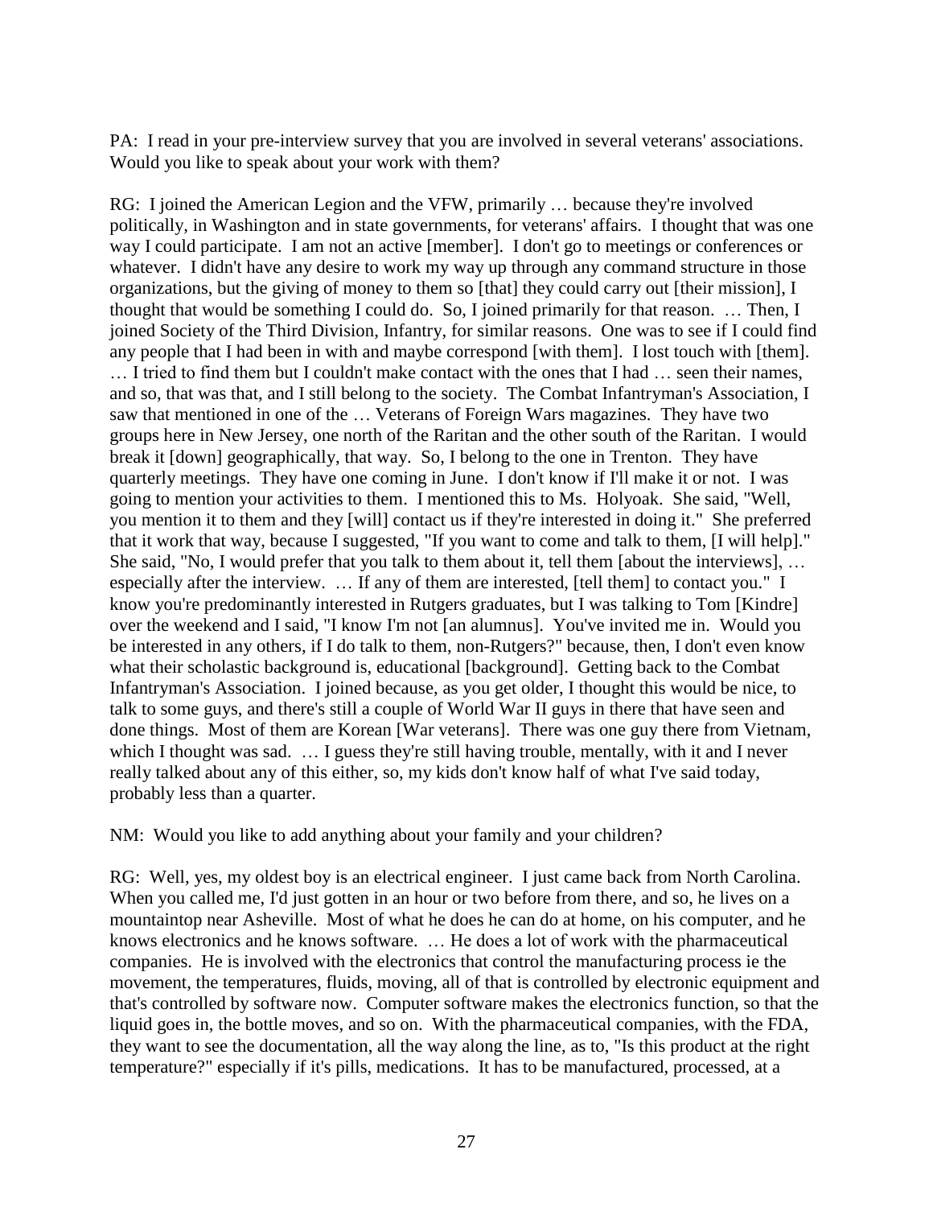PA: I read in your pre-interview survey that you are involved in several veterans' associations. Would you like to speak about your work with them?

RG: I joined the American Legion and the VFW, primarily … because they're involved politically, in Washington and in state governments, for veterans' affairs. I thought that was one way I could participate. I am not an active [member]. I don't go to meetings or conferences or whatever. I didn't have any desire to work my way up through any command structure in those organizations, but the giving of money to them so [that] they could carry out [their mission], I thought that would be something I could do. So, I joined primarily for that reason. … Then, I joined Society of the Third Division, Infantry, for similar reasons. One was to see if I could find any people that I had been in with and maybe correspond [with them]. I lost touch with [them]. … I tried to find them but I couldn't make contact with the ones that I had … seen their names, and so, that was that, and I still belong to the society. The Combat Infantryman's Association, I saw that mentioned in one of the … Veterans of Foreign Wars magazines. They have two groups here in New Jersey, one north of the Raritan and the other south of the Raritan. I would break it [down] geographically, that way. So, I belong to the one in Trenton. They have quarterly meetings. They have one coming in June. I don't know if I'll make it or not. I was going to mention your activities to them. I mentioned this to Ms. Holyoak. She said, "Well, you mention it to them and they [will] contact us if they're interested in doing it." She preferred that it work that way, because I suggested, "If you want to come and talk to them, [I will help]." She said, "No, I would prefer that you talk to them about it, tell them [about the interviews], … especially after the interview. … If any of them are interested, [tell them] to contact you." I know you're predominantly interested in Rutgers graduates, but I was talking to Tom [Kindre] over the weekend and I said, "I know I'm not [an alumnus]. You've invited me in. Would you be interested in any others, if I do talk to them, non-Rutgers?" because, then, I don't even know what their scholastic background is, educational [background]. Getting back to the Combat Infantryman's Association. I joined because, as you get older, I thought this would be nice, to talk to some guys, and there's still a couple of World War II guys in there that have seen and done things. Most of them are Korean [War veterans]. There was one guy there from Vietnam, which I thought was sad. … I guess they're still having trouble, mentally, with it and I never really talked about any of this either, so, my kids don't know half of what I've said today, probably less than a quarter.

NM: Would you like to add anything about your family and your children?

RG: Well, yes, my oldest boy is an electrical engineer. I just came back from North Carolina. When you called me, I'd just gotten in an hour or two before from there, and so, he lives on a mountaintop near Asheville. Most of what he does he can do at home, on his computer, and he knows electronics and he knows software. … He does a lot of work with the pharmaceutical companies. He is involved with the electronics that control the manufacturing process ie the movement, the temperatures, fluids, moving, all of that is controlled by electronic equipment and that's controlled by software now. Computer software makes the electronics function, so that the liquid goes in, the bottle moves, and so on. With the pharmaceutical companies, with the FDA, they want to see the documentation, all the way along the line, as to, "Is this product at the right temperature?" especially if it's pills, medications. It has to be manufactured, processed, at a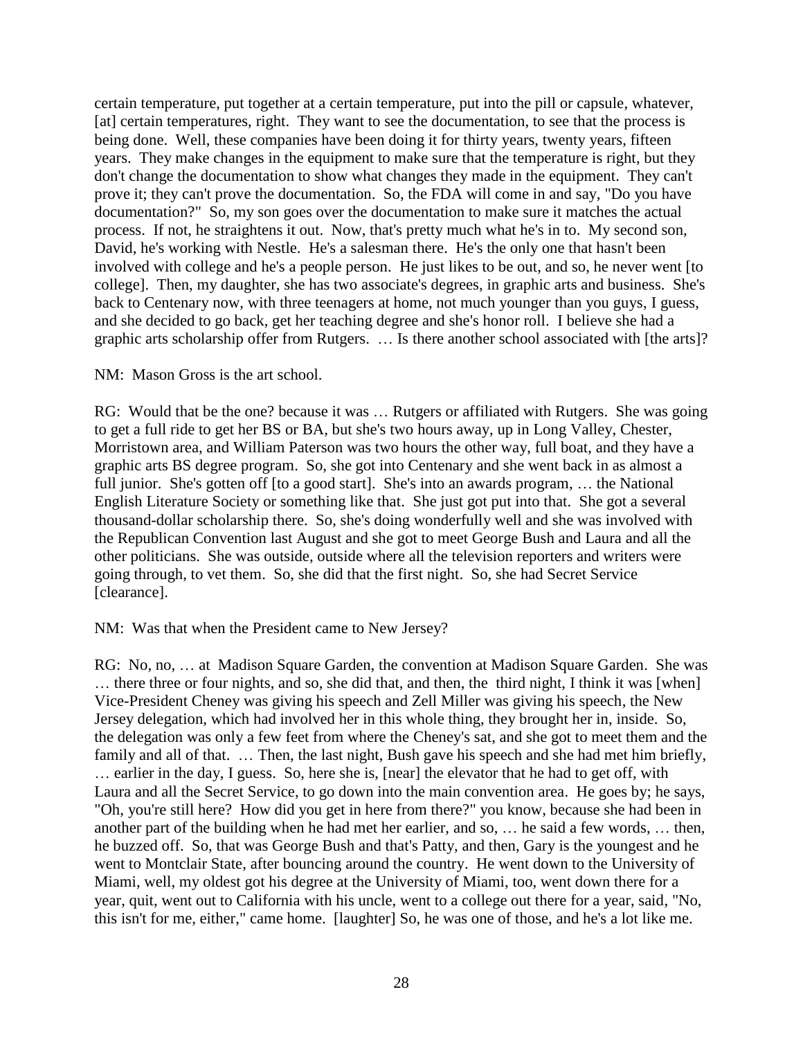certain temperature, put together at a certain temperature, put into the pill or capsule, whatever, [at] certain temperatures, right. They want to see the documentation, to see that the process is being done. Well, these companies have been doing it for thirty years, twenty years, fifteen years. They make changes in the equipment to make sure that the temperature is right, but they don't change the documentation to show what changes they made in the equipment. They can't prove it; they can't prove the documentation. So, the FDA will come in and say, "Do you have documentation?" So, my son goes over the documentation to make sure it matches the actual process. If not, he straightens it out. Now, that's pretty much what he's in to. My second son, David, he's working with Nestle. He's a salesman there. He's the only one that hasn't been involved with college and he's a people person. He just likes to be out, and so, he never went [to college]. Then, my daughter, she has two associate's degrees, in graphic arts and business. She's back to Centenary now, with three teenagers at home, not much younger than you guys, I guess, and she decided to go back, get her teaching degree and she's honor roll. I believe she had a graphic arts scholarship offer from Rutgers. … Is there another school associated with [the arts]?

NM: Mason Gross is the art school.

RG: Would that be the one? because it was … Rutgers or affiliated with Rutgers. She was going to get a full ride to get her BS or BA, but she's two hours away, up in Long Valley, Chester, Morristown area, and William Paterson was two hours the other way, full boat, and they have a graphic arts BS degree program. So, she got into Centenary and she went back in as almost a full junior. She's gotten off [to a good start]. She's into an awards program, … the National English Literature Society or something like that. She just got put into that. She got a several thousand-dollar scholarship there. So, she's doing wonderfully well and she was involved with the Republican Convention last August and she got to meet George Bush and Laura and all the other politicians. She was outside, outside where all the television reporters and writers were going through, to vet them. So, she did that the first night. So, she had Secret Service [clearance].

NM: Was that when the President came to New Jersey?

RG: No, no, … at Madison Square Garden, the convention at Madison Square Garden. She was … there three or four nights, and so, she did that, and then, the third night, I think it was [when] Vice-President Cheney was giving his speech and Zell Miller was giving his speech, the New Jersey delegation, which had involved her in this whole thing, they brought her in, inside. So, the delegation was only a few feet from where the Cheney's sat, and she got to meet them and the family and all of that. … Then, the last night, Bush gave his speech and she had met him briefly, … earlier in the day, I guess. So, here she is, [near] the elevator that he had to get off, with Laura and all the Secret Service, to go down into the main convention area. He goes by; he says, "Oh, you're still here? How did you get in here from there?" you know, because she had been in another part of the building when he had met her earlier, and so, … he said a few words, … then, he buzzed off. So, that was George Bush and that's Patty, and then, Gary is the youngest and he went to Montclair State, after bouncing around the country. He went down to the University of Miami, well, my oldest got his degree at the University of Miami, too, went down there for a year, quit, went out to California with his uncle, went to a college out there for a year, said, "No, this isn't for me, either," came home. [laughter] So, he was one of those, and he's a lot like me.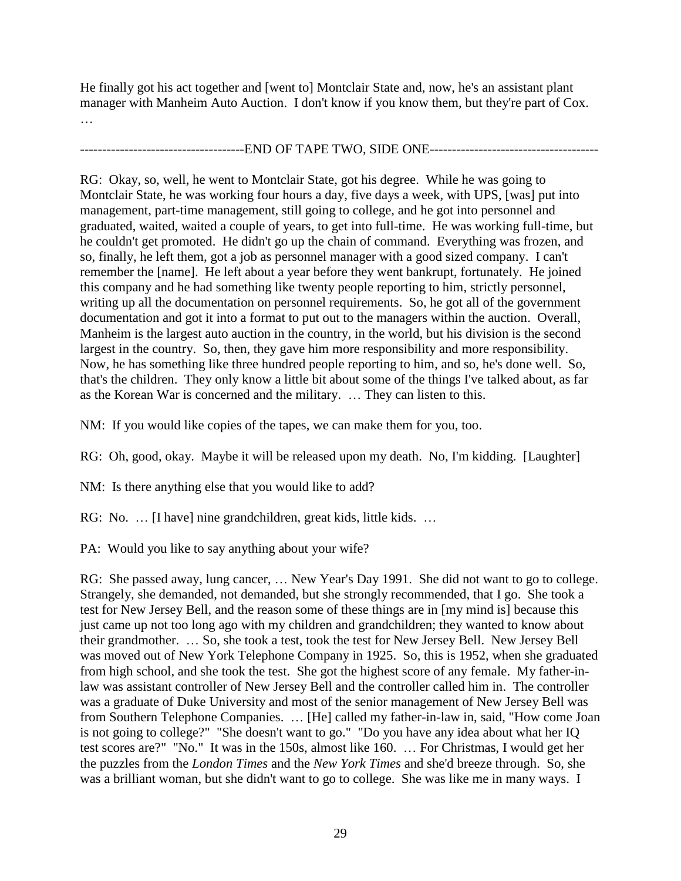He finally got his act together and [went to] Montclair State and, now, he's an assistant plant manager with Manheim Auto Auction. I don't know if you know them, but they're part of Cox. …

------------------------------------END OF TAPE TWO, SIDE ONE--------------------------------------

RG: Okay, so, well, he went to Montclair State, got his degree. While he was going to Montclair State, he was working four hours a day, five days a week, with UPS, [was] put into management, part-time management, still going to college, and he got into personnel and graduated, waited, waited a couple of years, to get into full-time. He was working full-time, but he couldn't get promoted. He didn't go up the chain of command. Everything was frozen, and so, finally, he left them, got a job as personnel manager with a good sized company. I can't remember the [name]. He left about a year before they went bankrupt, fortunately. He joined this company and he had something like twenty people reporting to him, strictly personnel, writing up all the documentation on personnel requirements. So, he got all of the government documentation and got it into a format to put out to the managers within the auction. Overall, Manheim is the largest auto auction in the country, in the world, but his division is the second largest in the country. So, then, they gave him more responsibility and more responsibility. Now, he has something like three hundred people reporting to him, and so, he's done well. So, that's the children. They only know a little bit about some of the things I've talked about, as far as the Korean War is concerned and the military. … They can listen to this.

NM: If you would like copies of the tapes, we can make them for you, too.

RG: Oh, good, okay. Maybe it will be released upon my death. No, I'm kidding. [Laughter]

NM: Is there anything else that you would like to add?

RG: No. … [I have] nine grandchildren, great kids, little kids. …

PA: Would you like to say anything about your wife?

RG: She passed away, lung cancer, … New Year's Day 1991. She did not want to go to college. Strangely, she demanded, not demanded, but she strongly recommended, that I go. She took a test for New Jersey Bell, and the reason some of these things are in [my mind is] because this just came up not too long ago with my children and grandchildren; they wanted to know about their grandmother. … So, she took a test, took the test for New Jersey Bell. New Jersey Bell was moved out of New York Telephone Company in 1925. So, this is 1952, when she graduated from high school, and she took the test. She got the highest score of any female. My father-in-law was assistant controller of New Jersey Bell and the controller called him in. The controller was a graduate of Duke University and most of the senior management of New Jersey Bell was from Southern Telephone Companies. … [He] called my father-in-law in, said, "How come Joan is not going to college?" "She doesn't want to go." "Do you have any idea about what her IQ test scores are?" "No." It was in the 150s, almost like 160. … For Christmas, I would get her the puzzles from the *London Times* and the *New York Times* and she'd breeze through. So, she was a brilliant woman, but she didn't want to go to college. She was like me in many ways. I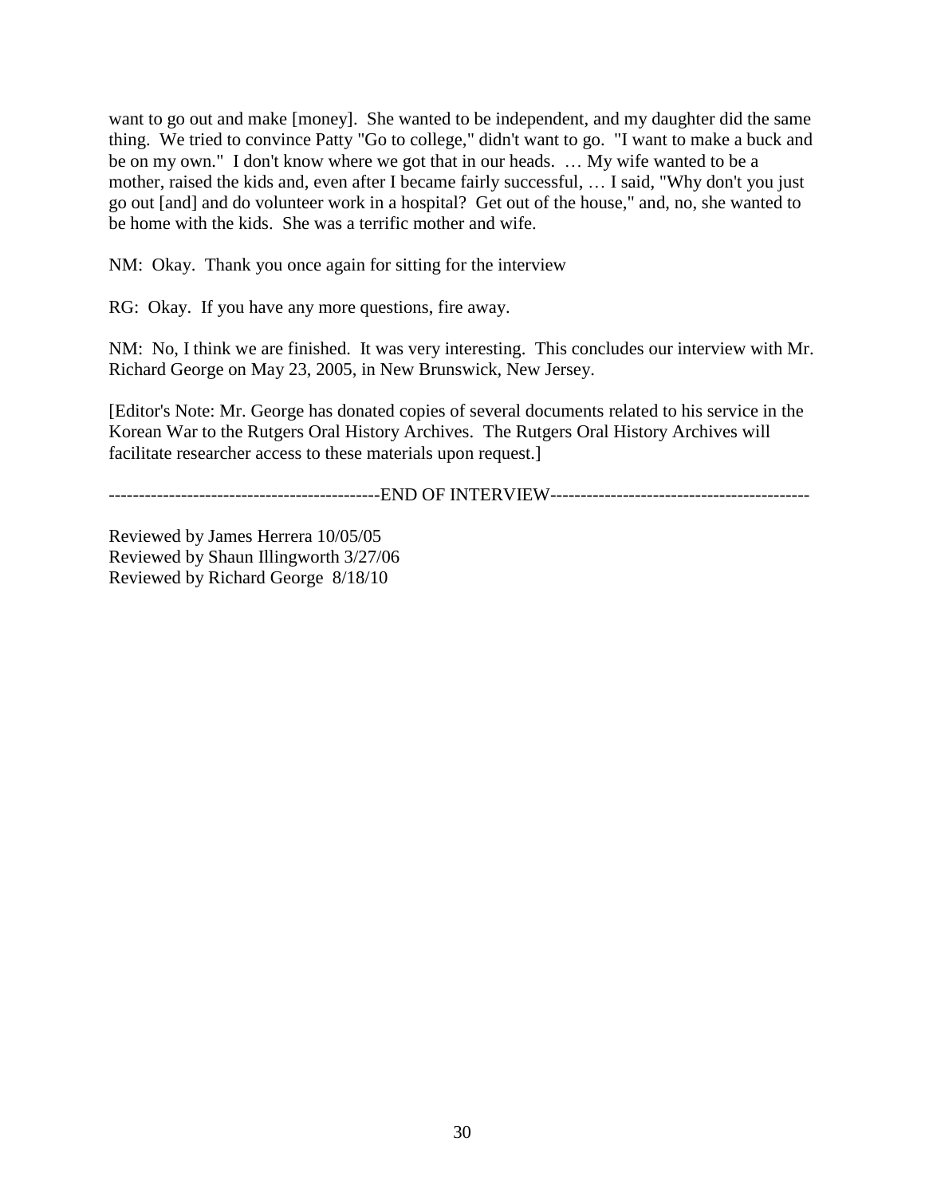want to go out and make [money]. She wanted to be independent, and my daughter did the same thing. We tried to convince Patty "Go to college," didn't want to go. "I want to make a buck and be on my own." I don't know where we got that in our heads. … My wife wanted to be a mother, raised the kids and, even after I became fairly successful, … I said, "Why don't you just go out [and] and do volunteer work in a hospital? Get out of the house," and, no, she wanted to be home with the kids. She was a terrific mother and wife.

NM: Okay. Thank you once again for sitting for the interview

RG: Okay. If you have any more questions, fire away.

NM: No, I think we are finished. It was very interesting. This concludes our interview with Mr. Richard George on May 23, 2005, in New Brunswick, New Jersey.

[Editor's Note: Mr. George has donated copies of several documents related to his service in the Korean War to the Rutgers Oral History Archives. The Rutgers Oral History Archives will facilitate researcher access to these materials upon request.]

---------------------------------------------END OF INTERVIEW-------------------------------------------

Reviewed by James Herrera 10/05/05
Reviewed by Shaun Illingworth 3/27/06
Reviewed by Richard George 8/18/10